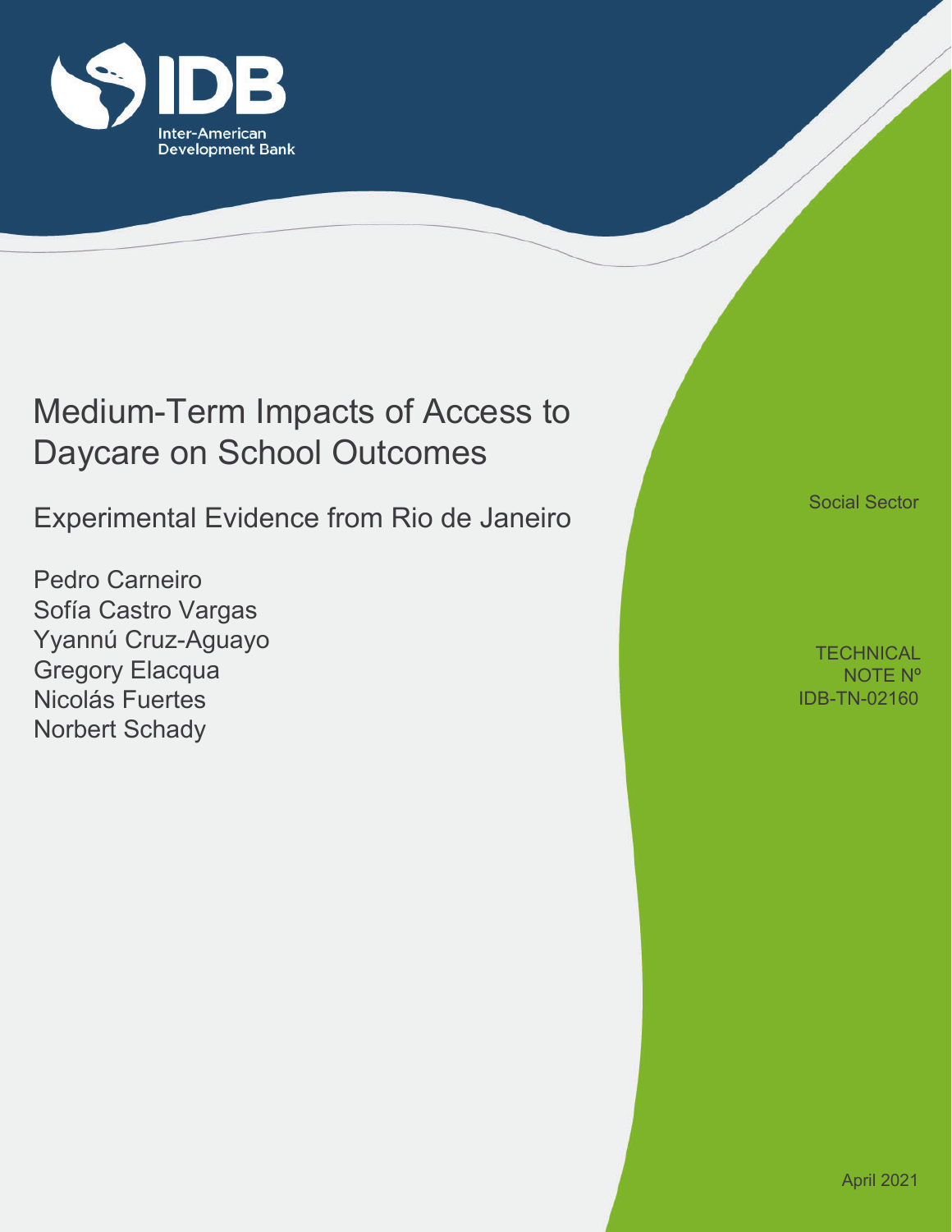IDB

Inter-American Development Bank

# Medium-Term Impacts of Access to Daycare on School Outcomes

## Experimental Evidence from Rio de Janeiro

Pedro Carneiro
Sofía Castro Vargas
Yyannú Cruz-Aguayo
Gregory Elacqua
Nicolás Fuertes
Norbert Schady

Social Sector

TECHNICAL NOTE Nº IDB-TN-02160

April 2021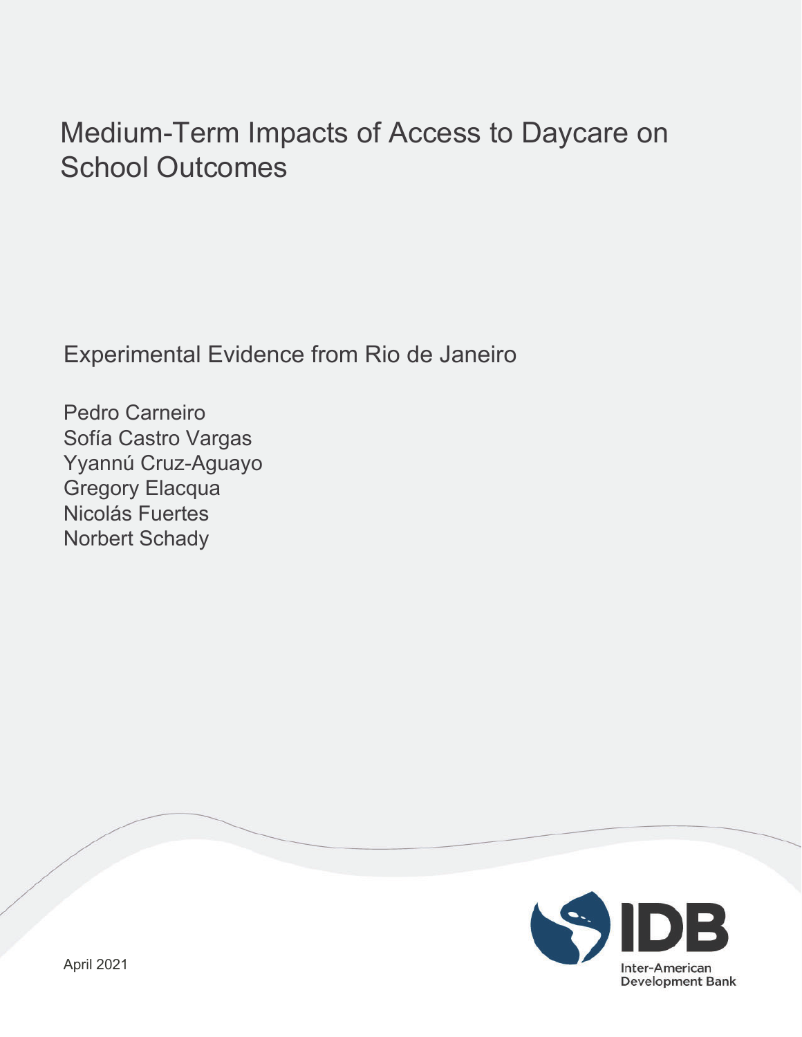# Medium-Term Impacts of Access to Daycare on School Outcomes

Experimental Evidence from Rio de Janeiro

Pedro Carneiro
Sofía Castro Vargas
Yyannú Cruz-Aguayo
Gregory Elacqua
Nicolás Fuertes
Norbert Schady

April 2021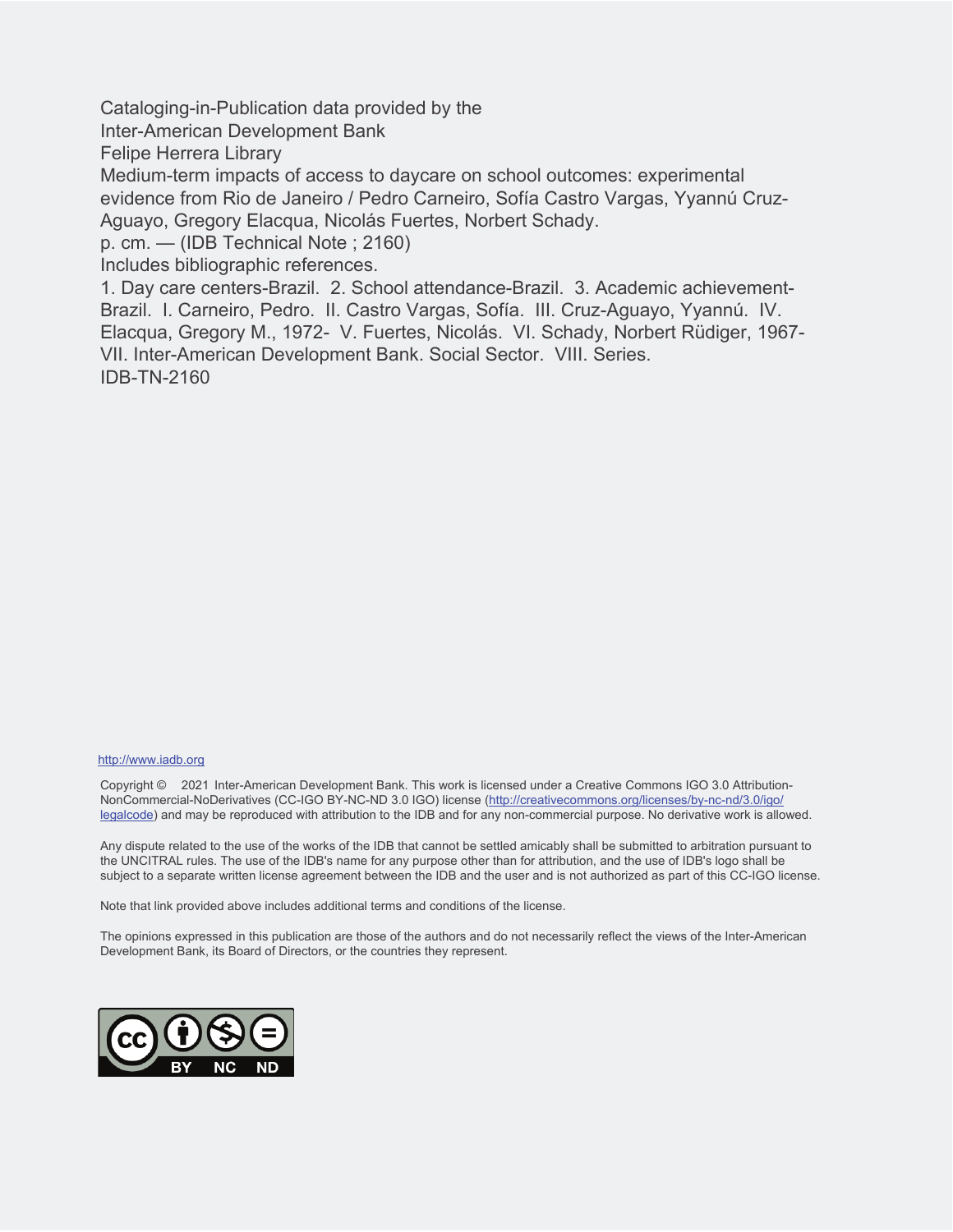Cataloging-in-Publication data provided by the
Inter-American Development Bank
Felipe Herrera Library

Medium-term impacts of access to daycare on school outcomes: experimental evidence from Rio de Janeiro / Pedro Carneiro, Sofía Castro Vargas, Yyannú Cruz-Aguayo, Gregory Elacqua, Nicolás Fuertes, Norbert Schady.

p. cm. — (IDB Technical Note ; 2160)

Includes bibliographic references.

1. Day care centers-Brazil. 2. School attendance-Brazil. 3. Academic achievement-Brazil. I. Carneiro, Pedro. II. Castro Vargas, Sofía. III. Cruz-Aguayo, Yyannú. IV. Elacqua, Gregory M., 1972- V. Fuertes, Nicolás. VI. Schady, Norbert Rüdiger, 1967- VII. Inter-American Development Bank. Social Sector. VIII. Series.

IDB-TN-2160

http://www.iadb.org

Copyright © 2021 Inter-American Development Bank. This work is licensed under a Creative Commons IGO 3.0 Attribution-NonCommercial-NoDerivatives (CC-IGO BY-NC-ND 3.0 IGO) license (http://creativecommons.org/licenses/by-nc-nd/3.0/igo/legalcode) and may be reproduced with attribution to the IDB and for any non-commercial purpose. No derivative work is allowed.

Any dispute related to the use of the works of the IDB that cannot be settled amicably shall be submitted to arbitration pursuant to the UNCITRAL rules. The use of the IDB's name for any purpose other than for attribution, and the use of IDB's logo shall be subject to a separate written license agreement between the IDB and the user and is not authorized as part of this CC-IGO license.

Note that link provided above includes additional terms and conditions of the license.

The opinions expressed in this publication are those of the authors and do not necessarily reflect the views of the Inter-American Development Bank, its Board of Directors, or the countries they represent.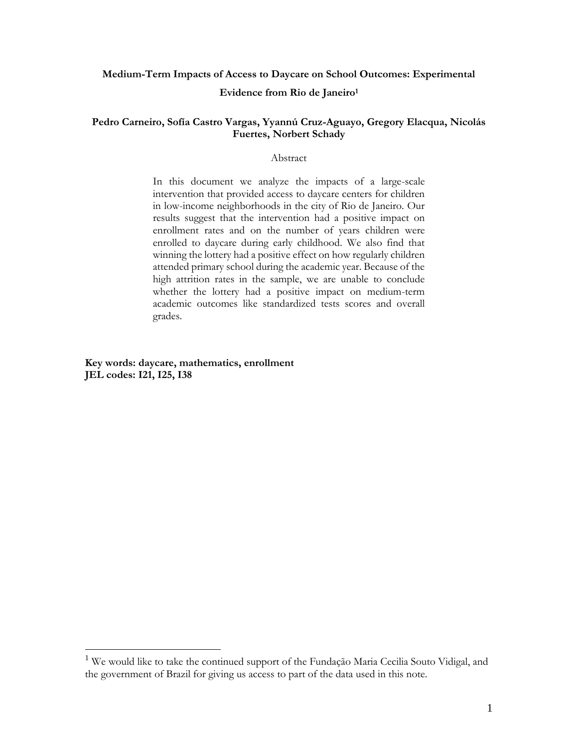**Medium-Term Impacts of Access to Daycare on School Outcomes: Experimental Evidence from Rio de Janeiro**[1]

**Pedro Carneiro, Sofía Castro Vargas, Yyannú Cruz-Aguayo, Gregory Elacqua, Nicolás Fuertes, Norbert Schady**

Abstract

In this document we analyze the impacts of a large-scale intervention that provided access to daycare centers for children in low-income neighborhoods in the city of Rio de Janeiro. Our results suggest that the intervention had a positive impact on enrollment rates and on the number of years children were enrolled to daycare during early childhood. We also find that winning the lottery had a positive effect on how regularly children attended primary school during the academic year. Because of the high attrition rates in the sample, we are unable to conclude whether the lottery had a positive impact on medium-term academic outcomes like standardized tests scores and overall grades.

**Key words: daycare, mathematics, enrollment**
**JEL codes: I21, I25, I38**

[1] We would like to take the continued support of the Fundação Maria Cecilia Souto Vidigal, and the government of Brazil for giving us access to part of the data used in this note.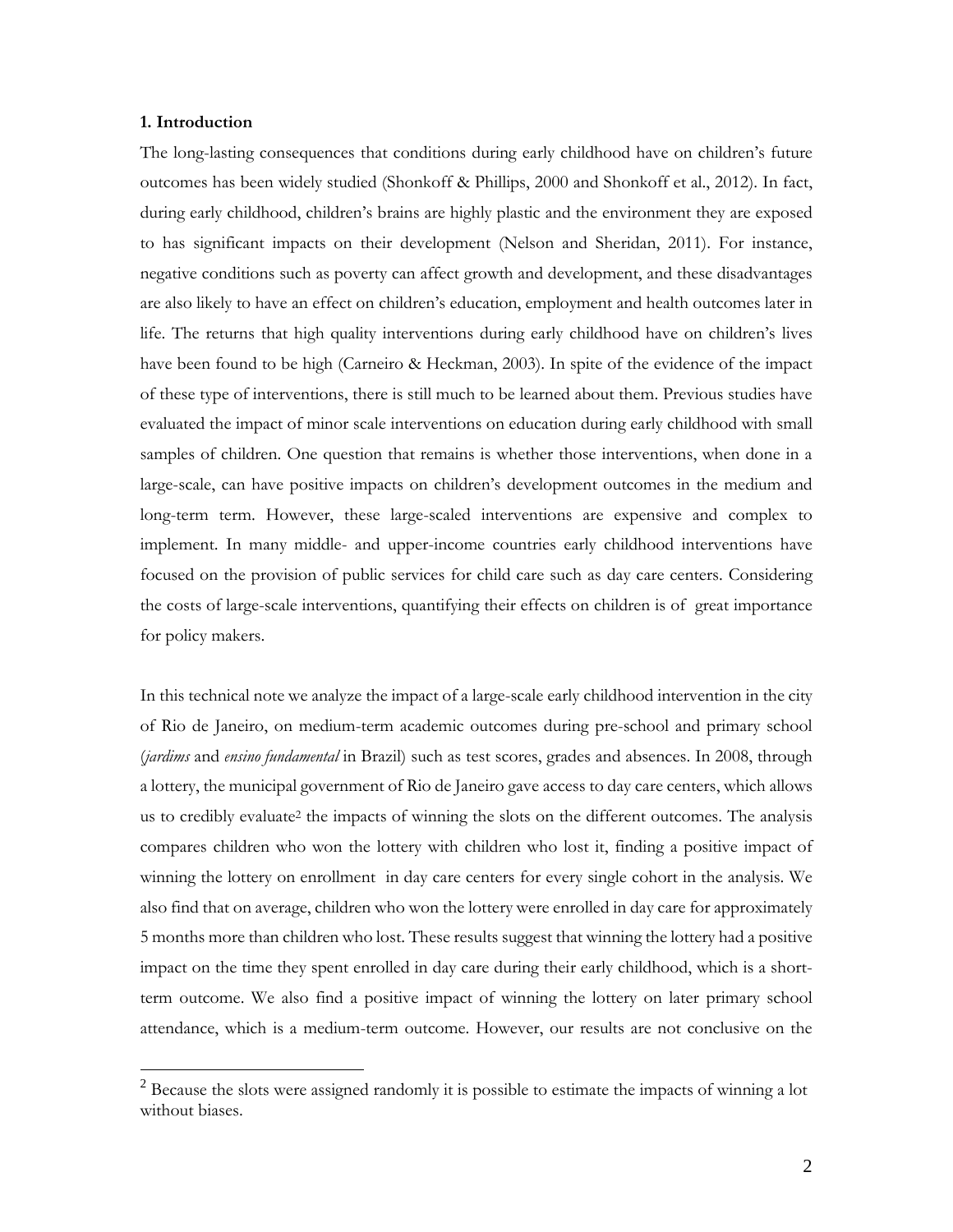## 1. Introduction

The long-lasting consequences that conditions during early childhood have on children's future outcomes has been widely studied (Shonkoff & Phillips, 2000 and Shonkoff et al., 2012). In fact, during early childhood, children's brains are highly plastic and the environment they are exposed to has significant impacts on their development (Nelson and Sheridan, 2011). For instance, negative conditions such as poverty can affect growth and development, and these disadvantages are also likely to have an effect on children's education, employment and health outcomes later in life. The returns that high quality interventions during early childhood have on children's lives have been found to be high (Carneiro & Heckman, 2003). In spite of the evidence of the impact of these type of interventions, there is still much to be learned about them. Previous studies have evaluated the impact of minor scale interventions on education during early childhood with small samples of children. One question that remains is whether those interventions, when done in a large-scale, can have positive impacts on children's development outcomes in the medium and long-term term. However, these large-scaled interventions are expensive and complex to implement. In many middle- and upper-income countries early childhood interventions have focused on the provision of public services for child care such as day care centers. Considering the costs of large-scale interventions, quantifying their effects on children is of great importance for policy makers.

In this technical note we analyze the impact of a large-scale early childhood intervention in the city of Rio de Janeiro, on medium-term academic outcomes during pre-school and primary school (*jardims* and *ensino fundamental* in Brazil) such as test scores, grades and absences. In 2008, through a lottery, the municipal government of Rio de Janeiro gave access to day care centers, which allows us to credibly evaluate[2] the impacts of winning the slots on the different outcomes. The analysis compares children who won the lottery with children who lost it, finding a positive impact of winning the lottery on enrollment in day care centers for every single cohort in the analysis. We also find that on average, children who won the lottery were enrolled in day care for approximately 5 months more than children who lost. These results suggest that winning the lottery had a positive impact on the time they spent enrolled in day care during their early childhood, which is a short-term outcome. We also find a positive impact of winning the lottery on later primary school attendance, which is a medium-term outcome. However, our results are not conclusive on the

[2] Because the slots were assigned randomly it is possible to estimate the impacts of winning a lot without biases.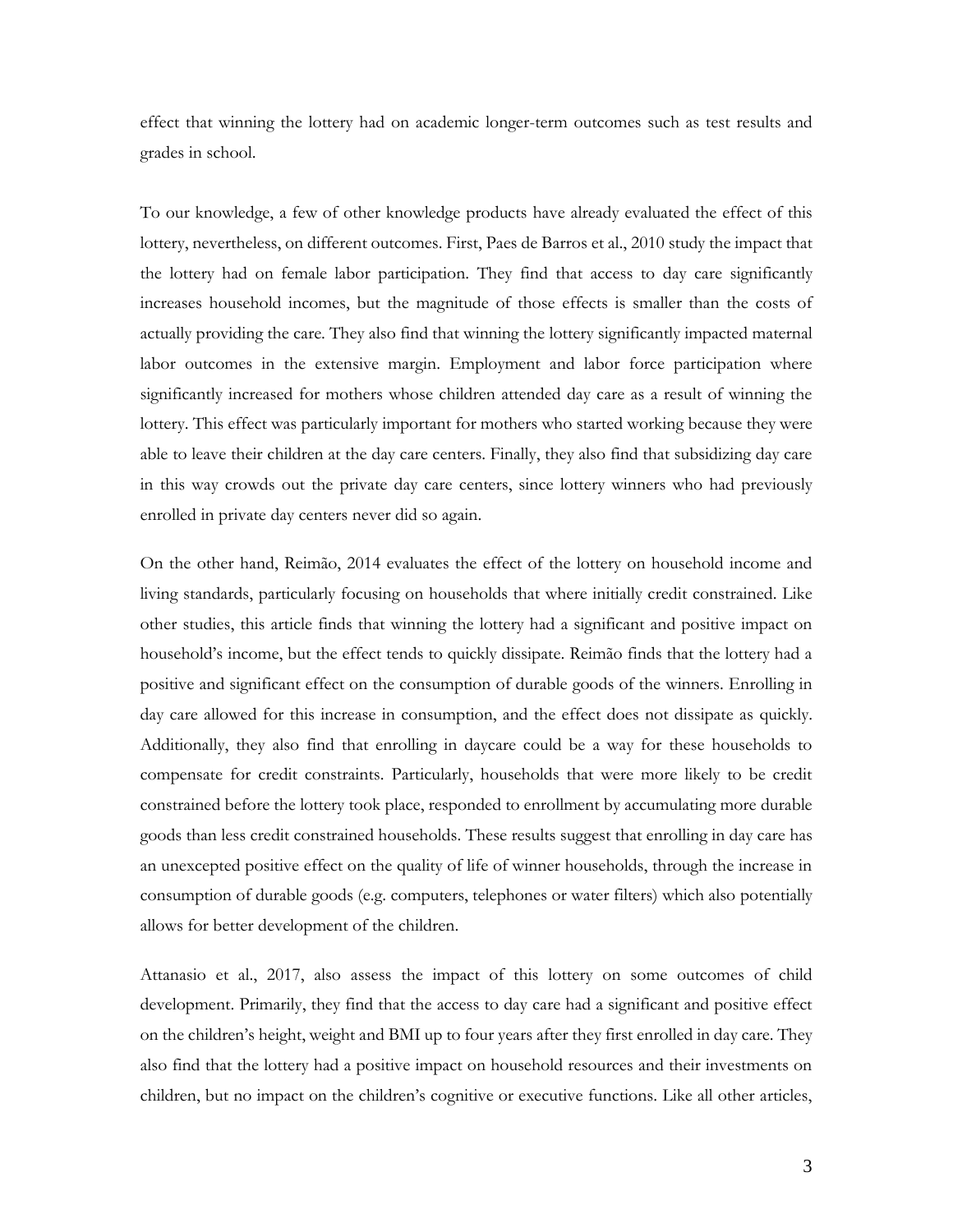effect that winning the lottery had on academic longer-term outcomes such as test results and grades in school.

To our knowledge, a few of other knowledge products have already evaluated the effect of this lottery, nevertheless, on different outcomes. First, Paes de Barros et al., 2010 study the impact that the lottery had on female labor participation. They find that access to day care significantly increases household incomes, but the magnitude of those effects is smaller than the costs of actually providing the care. They also find that winning the lottery significantly impacted maternal labor outcomes in the extensive margin. Employment and labor force participation where significantly increased for mothers whose children attended day care as a result of winning the lottery. This effect was particularly important for mothers who started working because they were able to leave their children at the day care centers. Finally, they also find that subsidizing day care in this way crowds out the private day care centers, since lottery winners who had previously enrolled in private day centers never did so again.

On the other hand, Reimão, 2014 evaluates the effect of the lottery on household income and living standards, particularly focusing on households that where initially credit constrained. Like other studies, this article finds that winning the lottery had a significant and positive impact on household's income, but the effect tends to quickly dissipate. Reimão finds that the lottery had a positive and significant effect on the consumption of durable goods of the winners. Enrolling in day care allowed for this increase in consumption, and the effect does not dissipate as quickly. Additionally, they also find that enrolling in daycare could be a way for these households to compensate for credit constraints. Particularly, households that were more likely to be credit constrained before the lottery took place, responded to enrollment by accumulating more durable goods than less credit constrained households. These results suggest that enrolling in day care has an unexcepted positive effect on the quality of life of winner households, through the increase in consumption of durable goods (e.g. computers, telephones or water filters) which also potentially allows for better development of the children.

Attanasio et al., 2017, also assess the impact of this lottery on some outcomes of child development. Primarily, they find that the access to day care had a significant and positive effect on the children's height, weight and BMI up to four years after they first enrolled in day care. They also find that the lottery had a positive impact on household resources and their investments on children, but no impact on the children's cognitive or executive functions. Like all other articles,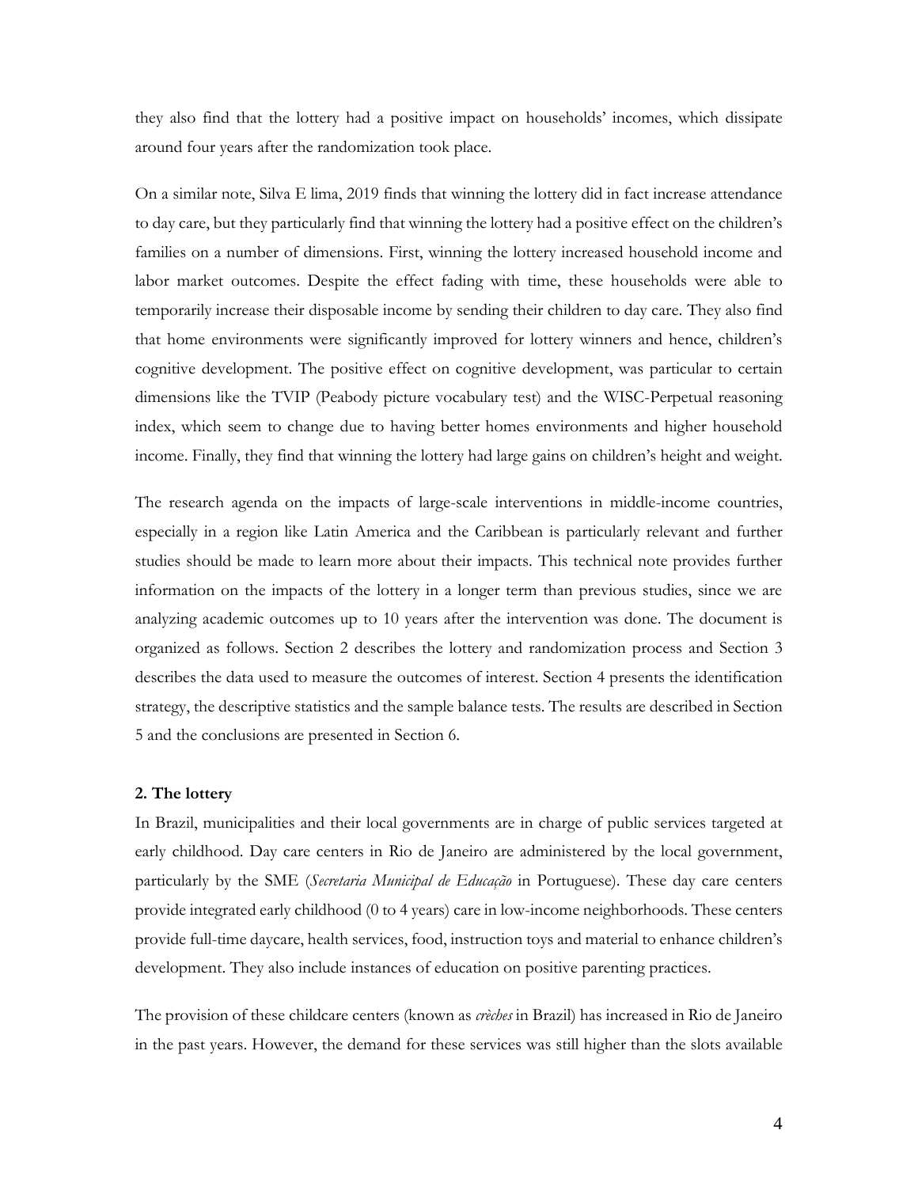they also find that the lottery had a positive impact on households' incomes, which dissipate around four years after the randomization took place.

On a similar note, Silva E lima, 2019 finds that winning the lottery did in fact increase attendance to day care, but they particularly find that winning the lottery had a positive effect on the children's families on a number of dimensions. First, winning the lottery increased household income and labor market outcomes. Despite the effect fading with time, these households were able to temporarily increase their disposable income by sending their children to day care. They also find that home environments were significantly improved for lottery winners and hence, children's cognitive development. The positive effect on cognitive development, was particular to certain dimensions like the TVIP (Peabody picture vocabulary test) and the WISC-Perpetual reasoning index, which seem to change due to having better homes environments and higher household income. Finally, they find that winning the lottery had large gains on children's height and weight.

The research agenda on the impacts of large-scale interventions in middle-income countries, especially in a region like Latin America and the Caribbean is particularly relevant and further studies should be made to learn more about their impacts. This technical note provides further information on the impacts of the lottery in a longer term than previous studies, since we are analyzing academic outcomes up to 10 years after the intervention was done. The document is organized as follows. Section 2 describes the lottery and randomization process and Section 3 describes the data used to measure the outcomes of interest. Section 4 presents the identification strategy, the descriptive statistics and the sample balance tests. The results are described in Section 5 and the conclusions are presented in Section 6.

## 2. The lottery

In Brazil, municipalities and their local governments are in charge of public services targeted at early childhood. Day care centers in Rio de Janeiro are administered by the local government, particularly by the SME (*Secretaria Municipal de Educação* in Portuguese). These day care centers provide integrated early childhood (0 to 4 years) care in low-income neighborhoods. These centers provide full-time daycare, health services, food, instruction toys and material to enhance children's development. They also include instances of education on positive parenting practices.

The provision of these childcare centers (known as *crèches* in Brazil) has increased in Rio de Janeiro in the past years. However, the demand for these services was still higher than the slots available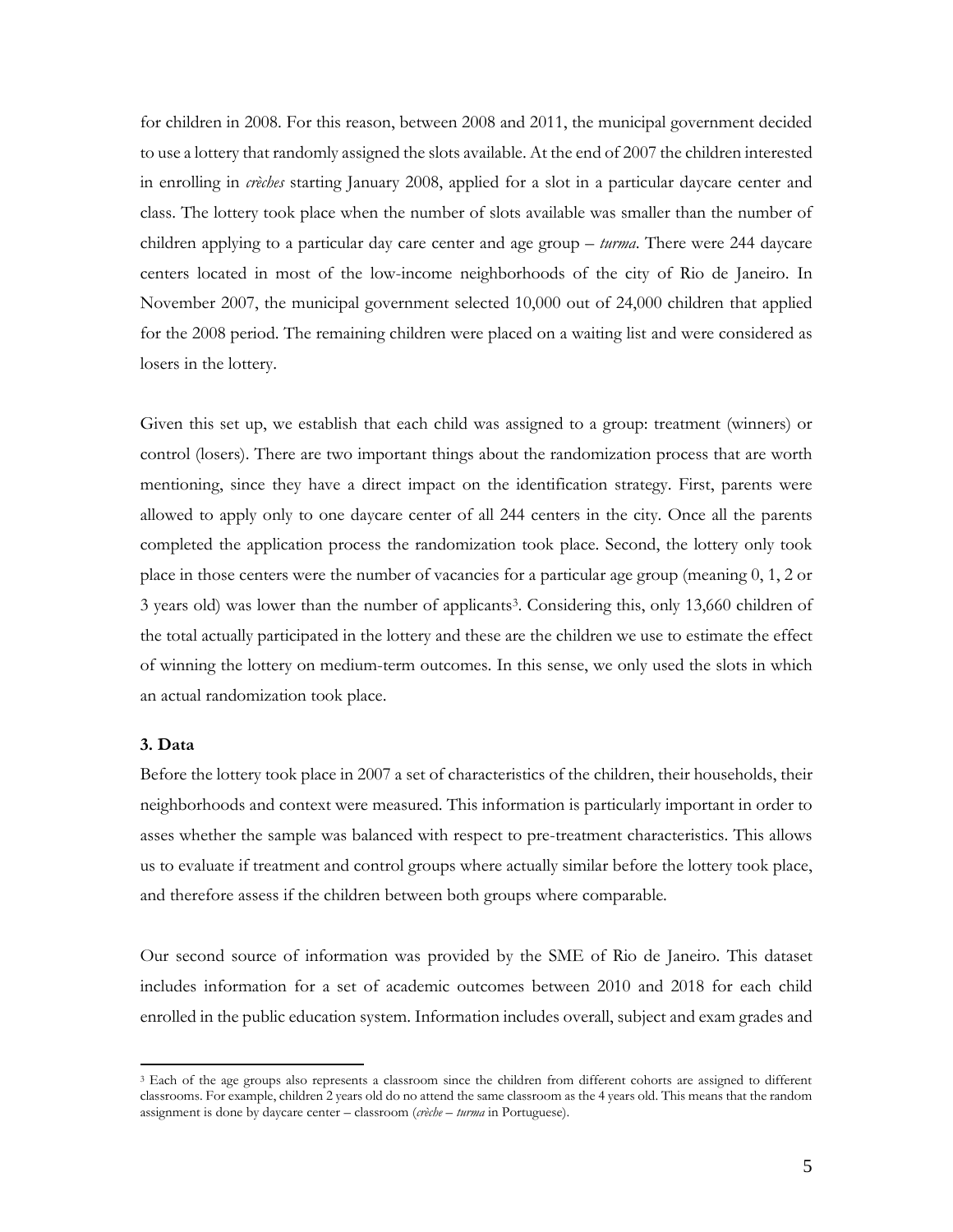for children in 2008. For this reason, between 2008 and 2011, the municipal government decided to use a lottery that randomly assigned the slots available. At the end of 2007 the children interested in enrolling in *crèches* starting January 2008, applied for a slot in a particular daycare center and class. The lottery took place when the number of slots available was smaller than the number of children applying to a particular day care center and age group – *turma*. There were 244 daycare centers located in most of the low-income neighborhoods of the city of Rio de Janeiro. In November 2007, the municipal government selected 10,000 out of 24,000 children that applied for the 2008 period. The remaining children were placed on a waiting list and were considered as losers in the lottery.

Given this set up, we establish that each child was assigned to a group: treatment (winners) or control (losers). There are two important things about the randomization process that are worth mentioning, since they have a direct impact on the identification strategy. First, parents were allowed to apply only to one daycare center of all 244 centers in the city. Once all the parents completed the application process the randomization took place. Second, the lottery only took place in those centers were the number of vacancies for a particular age group (meaning 0, 1, 2 or 3 years old) was lower than the number of applicants[3]. Considering this, only 13,660 children of the total actually participated in the lottery and these are the children we use to estimate the effect of winning the lottery on medium-term outcomes. In this sense, we only used the slots in which an actual randomization took place.

### 3. Data

Before the lottery took place in 2007 a set of characteristics of the children, their households, their neighborhoods and context were measured. This information is particularly important in order to asses whether the sample was balanced with respect to pre-treatment characteristics. This allows us to evaluate if treatment and control groups where actually similar before the lottery took place, and therefore assess if the children between both groups where comparable.

Our second source of information was provided by the SME of Rio de Janeiro. This dataset includes information for a set of academic outcomes between 2010 and 2018 for each child enrolled in the public education system. Information includes overall, subject and exam grades and

[3] Each of the age groups also represents a classroom since the children from different cohorts are assigned to different classrooms. For example, children 2 years old do no attend the same classroom as the 4 years old. This means that the random assignment is done by daycare center – classroom (*crèche – turma* in Portuguese).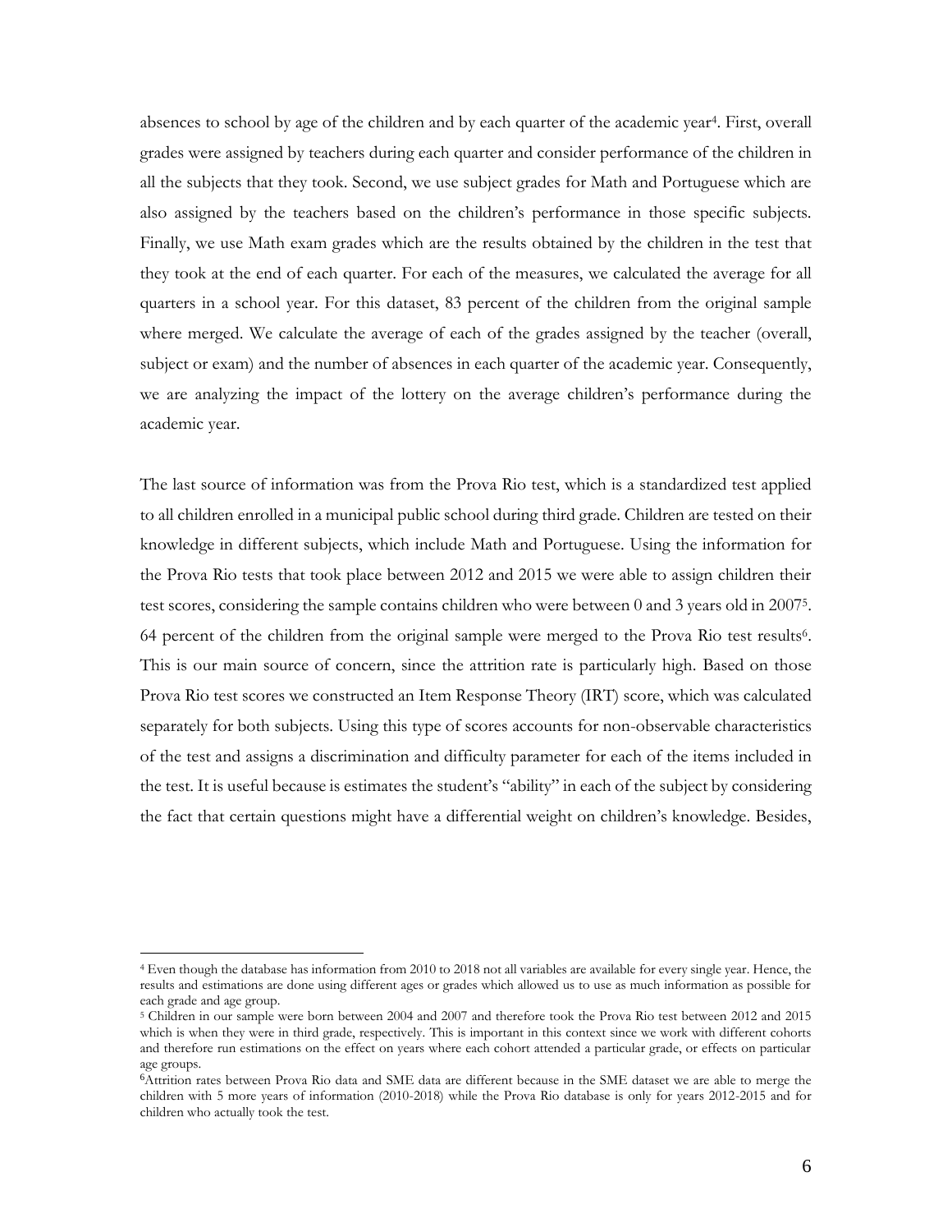absences to school by age of the children and by each quarter of the academic year[4]. First, overall grades were assigned by teachers during each quarter and consider performance of the children in all the subjects that they took. Second, we use subject grades for Math and Portuguese which are also assigned by the teachers based on the children's performance in those specific subjects. Finally, we use Math exam grades which are the results obtained by the children in the test that they took at the end of each quarter. For each of the measures, we calculated the average for all quarters in a school year. For this dataset, 83 percent of the children from the original sample where merged. We calculate the average of each of the grades assigned by the teacher (overall, subject or exam) and the number of absences in each quarter of the academic year. Consequently, we are analyzing the impact of the lottery on the average children's performance during the academic year.

The last source of information was from the Prova Rio test, which is a standardized test applied to all children enrolled in a municipal public school during third grade. Children are tested on their knowledge in different subjects, which include Math and Portuguese. Using the information for the Prova Rio tests that took place between 2012 and 2015 we were able to assign children their test scores, considering the sample contains children who were between 0 and 3 years old in 2007[5]. 64 percent of the children from the original sample were merged to the Prova Rio test results[6]. This is our main source of concern, since the attrition rate is particularly high. Based on those Prova Rio test scores we constructed an Item Response Theory (IRT) score, which was calculated separately for both subjects. Using this type of scores accounts for non-observable characteristics of the test and assigns a discrimination and difficulty parameter for each of the items included in the test. It is useful because is estimates the student's "ability" in each of the subject by considering the fact that certain questions might have a differential weight on children's knowledge. Besides,

---

[4] Even though the database has information from 2010 to 2018 not all variables are available for every single year. Hence, the results and estimations are done using different ages or grades which allowed us to use as much information as possible for each grade and age group.

[5] Children in our sample were born between 2004 and 2007 and therefore took the Prova Rio test between 2012 and 2015 which is when they were in third grade, respectively. This is important in this context since we work with different cohorts and therefore run estimations on the effect on years where each cohort attended a particular grade, or effects on particular age groups.

[6] Attrition rates between Prova Rio data and SME data are different because in the SME dataset we are able to merge the children with 5 more years of information (2010-2018) while the Prova Rio database is only for years 2012-2015 and for children who actually took the test.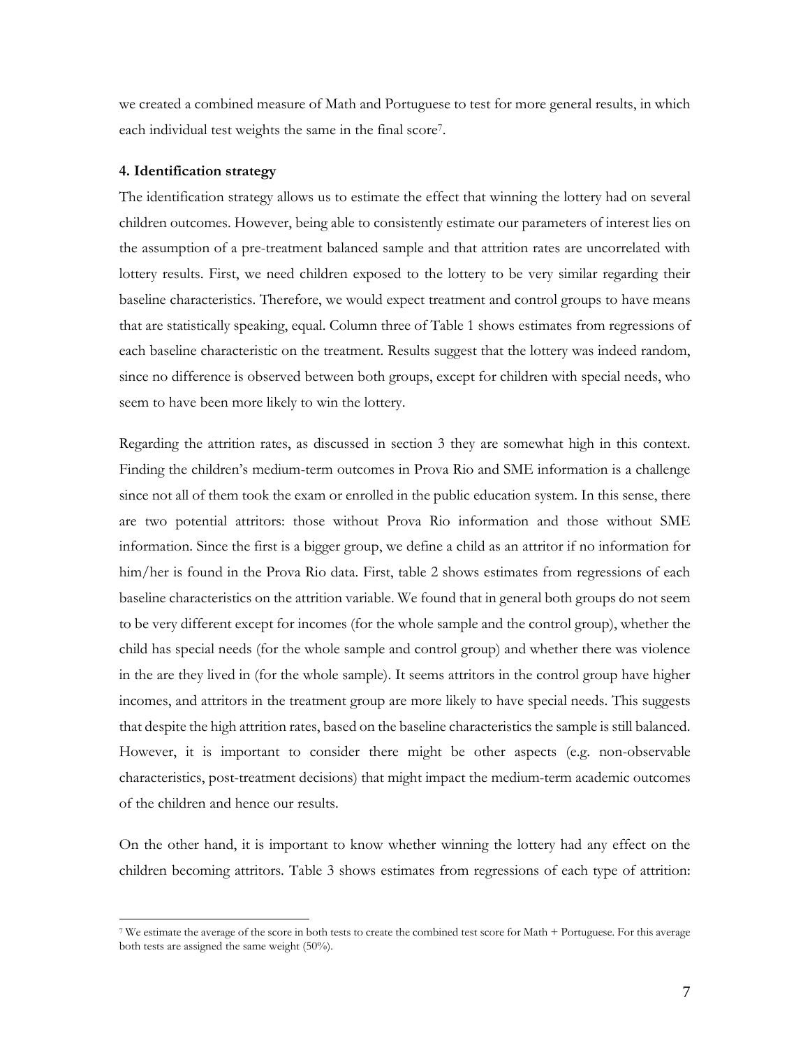we created a combined measure of Math and Portuguese to test for more general results, in which each individual test weights the same in the final score[7].

**4. Identification strategy**

The identification strategy allows us to estimate the effect that winning the lottery had on several children outcomes. However, being able to consistently estimate our parameters of interest lies on the assumption of a pre-treatment balanced sample and that attrition rates are uncorrelated with lottery results. First, we need children exposed to the lottery to be very similar regarding their baseline characteristics. Therefore, we would expect treatment and control groups to have means that are statistically speaking, equal. Column three of Table 1 shows estimates from regressions of each baseline characteristic on the treatment. Results suggest that the lottery was indeed random, since no difference is observed between both groups, except for children with special needs, who seem to have been more likely to win the lottery.

Regarding the attrition rates, as discussed in section 3 they are somewhat high in this context. Finding the children's medium-term outcomes in Prova Rio and SME information is a challenge since not all of them took the exam or enrolled in the public education system. In this sense, there are two potential attritors: those without Prova Rio information and those without SME information. Since the first is a bigger group, we define a child as an attritor if no information for him/her is found in the Prova Rio data. First, table 2 shows estimates from regressions of each baseline characteristics on the attrition variable. We found that in general both groups do not seem to be very different except for incomes (for the whole sample and the control group), whether the child has special needs (for the whole sample and control group) and whether there was violence in the are they lived in (for the whole sample). It seems attritors in the control group have higher incomes, and attritors in the treatment group are more likely to have special needs. This suggests that despite the high attrition rates, based on the baseline characteristics the sample is still balanced. However, it is important to consider there might be other aspects (e.g. non-observable characteristics, post-treatment decisions) that might impact the medium-term academic outcomes of the children and hence our results.

On the other hand, it is important to know whether winning the lottery had any effect on the children becoming attritors. Table 3 shows estimates from regressions of each type of attrition:

[7] We estimate the average of the score in both tests to create the combined test score for Math + Portuguese. For this average both tests are assigned the same weight (50%).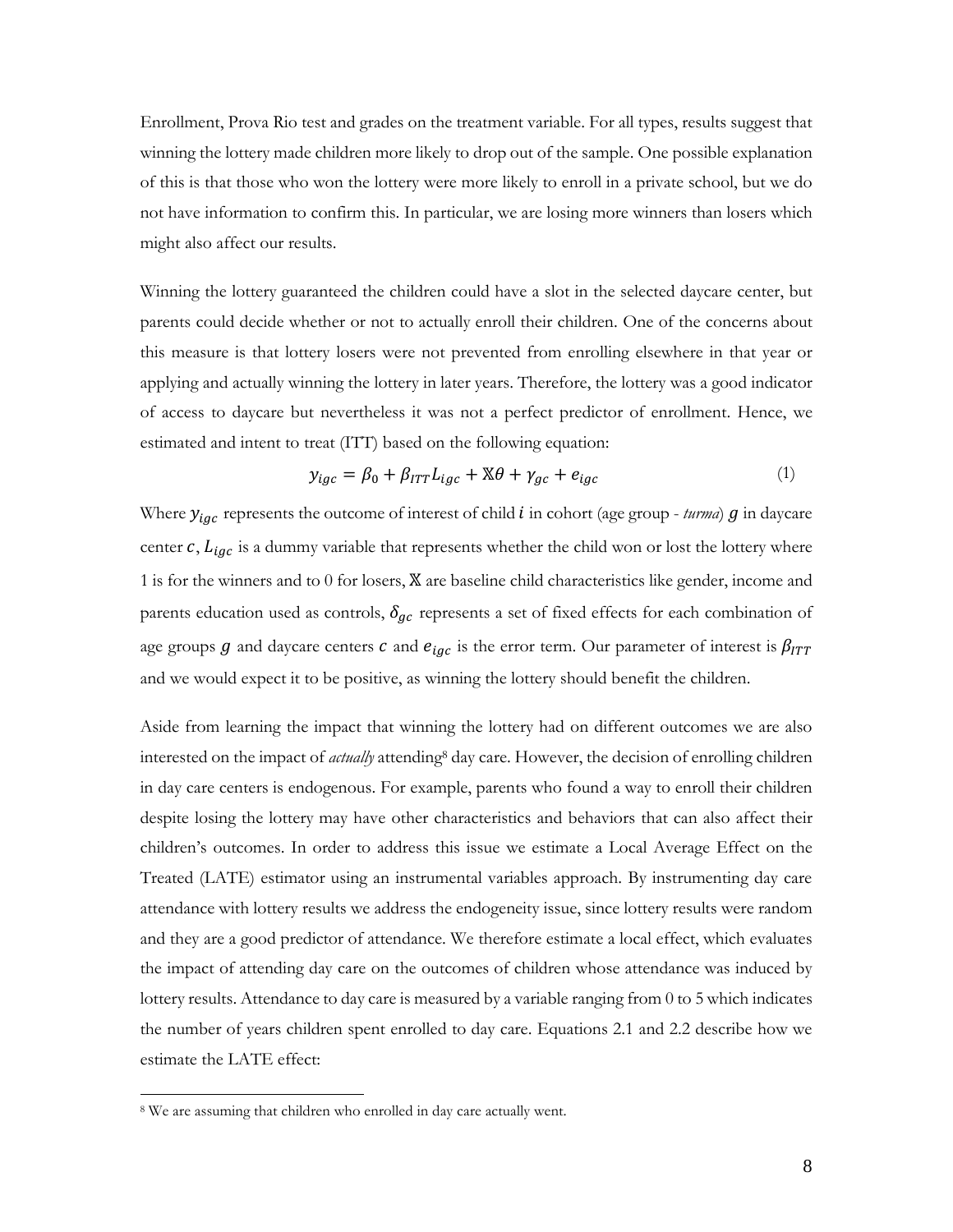Enrollment, Prova Rio test and grades on the treatment variable. For all types, results suggest that winning the lottery made children more likely to drop out of the sample. One possible explanation of this is that those who won the lottery were more likely to enroll in a private school, but we do not have information to confirm this. In particular, we are losing more winners than losers which might also affect our results.

Winning the lottery guaranteed the children could have a slot in the selected daycare center, but parents could decide whether or not to actually enroll their children. One of the concerns about this measure is that lottery losers were not prevented from enrolling elsewhere in that year or applying and actually winning the lottery in later years. Therefore, the lottery was a good indicator of access to daycare but nevertheless it was not a perfect predictor of enrollment. Hence, we estimated and intent to treat (ITT) based on the following equation:

$$y_{igc} = \beta_0 + \beta_{ITT} L_{igc} + \mathbb{X}\theta + \gamma_{gc} + e_{igc} \tag{1}$$

Where $y_{igc}$ represents the outcome of interest of child $i$ in cohort (age group - *turma*) $g$ in daycare center $c$, $L_{igc}$ is a dummy variable that represents whether the child won or lost the lottery where 1 is for the winners and to 0 for losers, $\mathbb{X}$ are baseline child characteristics like gender, income and parents education used as controls, $\delta_{gc}$ represents a set of fixed effects for each combination of age groups $g$ and daycare centers $c$ and $e_{igc}$ is the error term. Our parameter of interest is $\beta_{ITT}$ and we would expect it to be positive, as winning the lottery should benefit the children.

Aside from learning the impact that winning the lottery had on different outcomes we are also interested on the impact of *actually* attending[8] day care. However, the decision of enrolling children in day care centers is endogenous. For example, parents who found a way to enroll their children despite losing the lottery may have other characteristics and behaviors that can also affect their children's outcomes. In order to address this issue we estimate a Local Average Effect on the Treated (LATE) estimator using an instrumental variables approach. By instrumenting day care attendance with lottery results we address the endogeneity issue, since lottery results were random and they are a good predictor of attendance. We therefore estimate a local effect, which evaluates the impact of attending day care on the outcomes of children whose attendance was induced by lottery results. Attendance to day care is measured by a variable ranging from 0 to 5 which indicates the number of years children spent enrolled to day care. Equations 2.1 and 2.2 describe how we estimate the LATE effect:

[8] We are assuming that children who enrolled in day care actually went.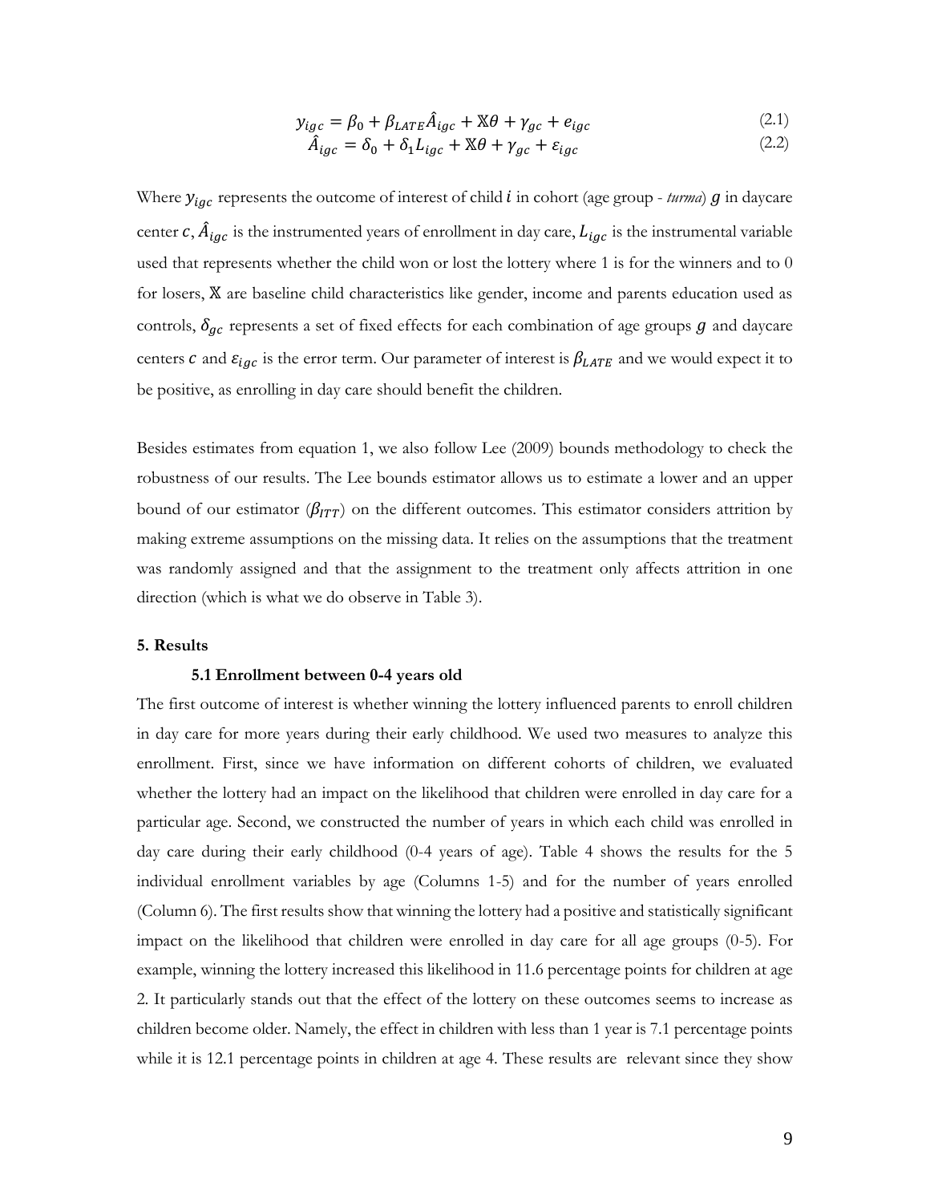$$y_{igc} = \beta_0 + \beta_{LATE}\hat{A}_{igc} + \mathbb{X}\theta + \gamma_{gc} + e_{igc} \tag{2.1}$$

$$\hat{A}_{igc} = \delta_0 + \delta_1 L_{igc} + \mathbb{X}\theta + \gamma_{gc} + \varepsilon_{igc} \tag{2.2}$$

Where $y_{igc}$ represents the outcome of interest of child $i$ in cohort (age group - *turma*) $g$ in daycare center $c$, $\hat{A}_{igc}$ is the instrumented years of enrollment in day care, $L_{igc}$ is the instrumental variable used that represents whether the child won or lost the lottery where 1 is for the winners and to 0 for losers, $\mathbb{X}$ are baseline child characteristics like gender, income and parents education used as controls, $\delta_{gc}$ represents a set of fixed effects for each combination of age groups $g$ and daycare centers $c$ and $\varepsilon_{igc}$ is the error term. Our parameter of interest is $\beta_{LATE}$ and we would expect it to be positive, as enrolling in day care should benefit the children.

Besides estimates from equation 1, we also follow Lee (2009) bounds methodology to check the robustness of our results. The Lee bounds estimator allows us to estimate a lower and an upper bound of our estimator ($\beta_{ITT}$) on the different outcomes. This estimator considers attrition by making extreme assumptions on the missing data. It relies on the assumptions that the treatment was randomly assigned and that the assignment to the treatment only affects attrition in one direction (which is what we do observe in Table 3).

## 5. Results

### 5.1 Enrollment between 0-4 years old

The first outcome of interest is whether winning the lottery influenced parents to enroll children in day care for more years during their early childhood. We used two measures to analyze this enrollment. First, since we have information on different cohorts of children, we evaluated whether the lottery had an impact on the likelihood that children were enrolled in day care for a particular age. Second, we constructed the number of years in which each child was enrolled in day care during their early childhood (0-4 years of age). Table 4 shows the results for the 5 individual enrollment variables by age (Columns 1-5) and for the number of years enrolled (Column 6). The first results show that winning the lottery had a positive and statistically significant impact on the likelihood that children were enrolled in day care for all age groups (0-5). For example, winning the lottery increased this likelihood in 11.6 percentage points for children at age 2. It particularly stands out that the effect of the lottery on these outcomes seems to increase as children become older. Namely, the effect in children with less than 1 year is 7.1 percentage points while it is 12.1 percentage points in children at age 4. These results are relevant since they show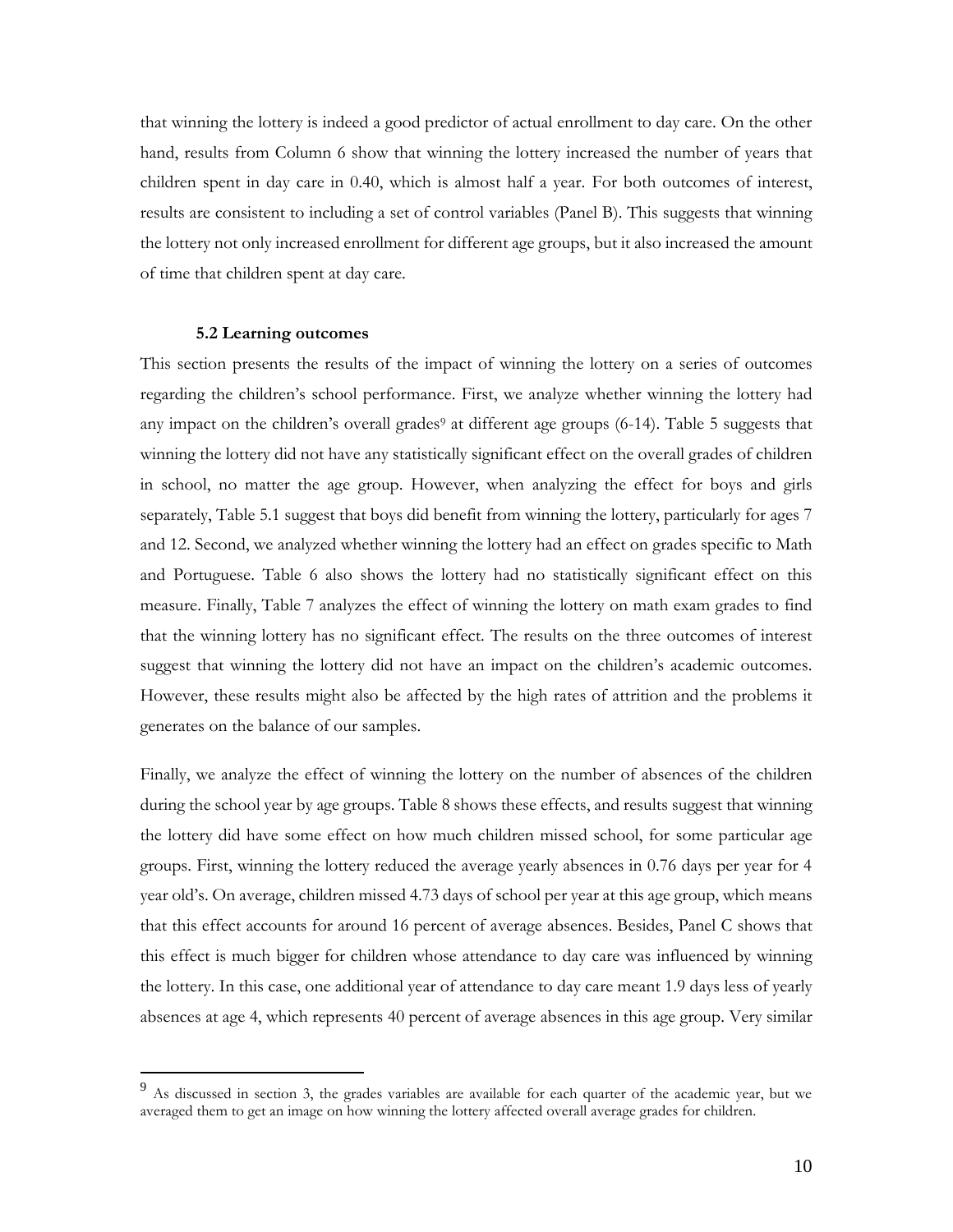that winning the lottery is indeed a good predictor of actual enrollment to day care. On the other hand, results from Column 6 show that winning the lottery increased the number of years that children spent in day care in 0.40, which is almost half a year. For both outcomes of interest, results are consistent to including a set of control variables (Panel B). This suggests that winning the lottery not only increased enrollment for different age groups, but it also increased the amount of time that children spent at day care.

### 5.2 Learning outcomes

This section presents the results of the impact of winning the lottery on a series of outcomes regarding the children's school performance. First, we analyze whether winning the lottery had any impact on the children's overall grades[9] at different age groups (6-14). Table 5 suggests that winning the lottery did not have any statistically significant effect on the overall grades of children in school, no matter the age group. However, when analyzing the effect for boys and girls separately, Table 5.1 suggest that boys did benefit from winning the lottery, particularly for ages 7 and 12. Second, we analyzed whether winning the lottery had an effect on grades specific to Math and Portuguese. Table 6 also shows the lottery had no statistically significant effect on this measure. Finally, Table 7 analyzes the effect of winning the lottery on math exam grades to find that the winning lottery has no significant effect. The results on the three outcomes of interest suggest that winning the lottery did not have an impact on the children's academic outcomes. However, these results might also be affected by the high rates of attrition and the problems it generates on the balance of our samples.

Finally, we analyze the effect of winning the lottery on the number of absences of the children during the school year by age groups. Table 8 shows these effects, and results suggest that winning the lottery did have some effect on how much children missed school, for some particular age groups. First, winning the lottery reduced the average yearly absences in 0.76 days per year for 4 year old's. On average, children missed 4.73 days of school per year at this age group, which means that this effect accounts for around 16 percent of average absences. Besides, Panel C shows that this effect is much bigger for children whose attendance to day care was influenced by winning the lottery. In this case, one additional year of attendance to day care meant 1.9 days less of yearly absences at age 4, which represents 40 percent of average absences in this age group. Very similar

[9] As discussed in section 3, the grades variables are available for each quarter of the academic year, but we averaged them to get an image on how winning the lottery affected overall average grades for children.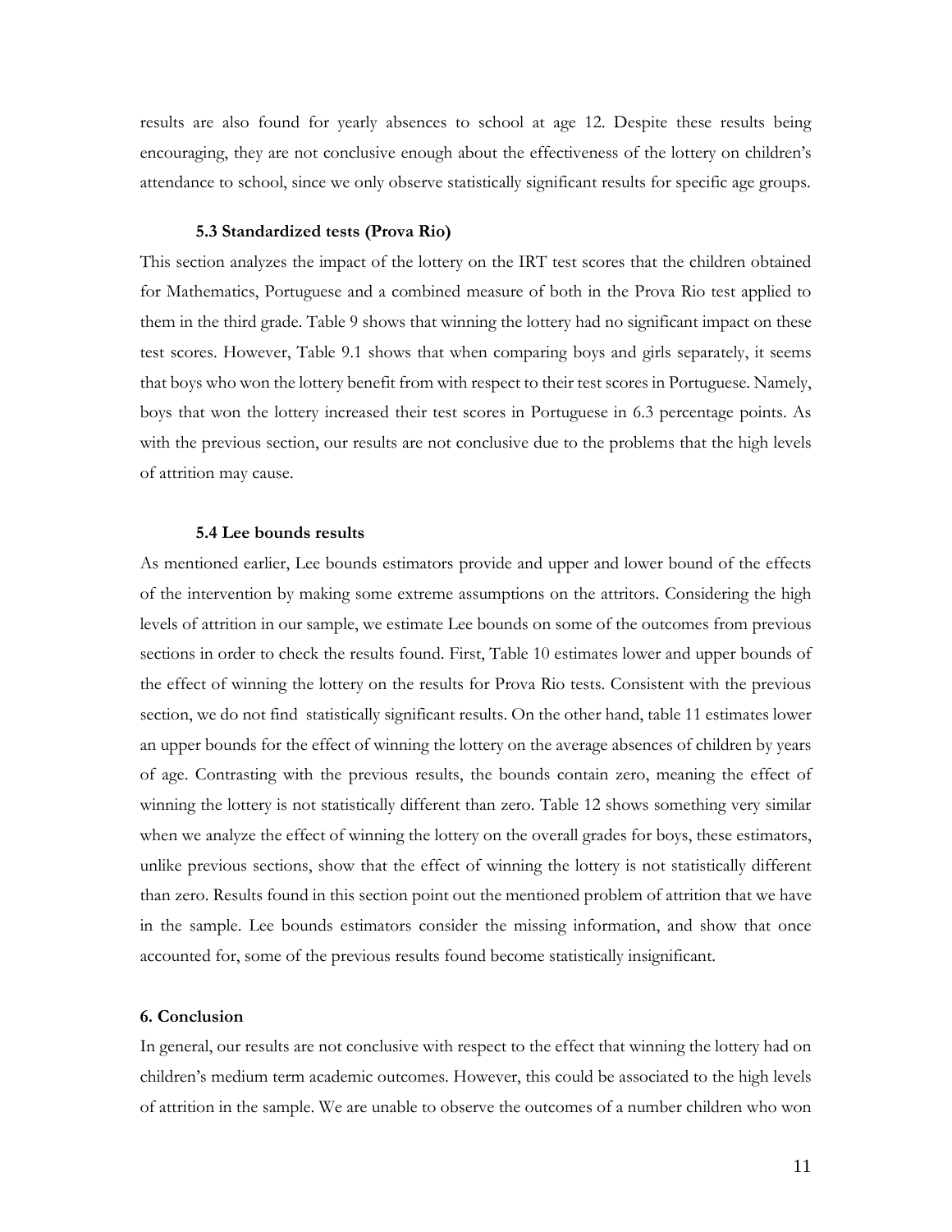results are also found for yearly absences to school at age 12. Despite these results being encouraging, they are not conclusive enough about the effectiveness of the lottery on children's attendance to school, since we only observe statistically significant results for specific age groups.

### 5.3 Standardized tests (Prova Rio)

This section analyzes the impact of the lottery on the IRT test scores that the children obtained for Mathematics, Portuguese and a combined measure of both in the Prova Rio test applied to them in the third grade. Table 9 shows that winning the lottery had no significant impact on these test scores. However, Table 9.1 shows that when comparing boys and girls separately, it seems that boys who won the lottery benefit from with respect to their test scores in Portuguese. Namely, boys that won the lottery increased their test scores in Portuguese in 6.3 percentage points. As with the previous section, our results are not conclusive due to the problems that the high levels of attrition may cause.

### 5.4 Lee bounds results

As mentioned earlier, Lee bounds estimators provide and upper and lower bound of the effects of the intervention by making some extreme assumptions on the attritors. Considering the high levels of attrition in our sample, we estimate Lee bounds on some of the outcomes from previous sections in order to check the results found. First, Table 10 estimates lower and upper bounds of the effect of winning the lottery on the results for Prova Rio tests. Consistent with the previous section, we do not find statistically significant results. On the other hand, table 11 estimates lower an upper bounds for the effect of winning the lottery on the average absences of children by years of age. Contrasting with the previous results, the bounds contain zero, meaning the effect of winning the lottery is not statistically different than zero. Table 12 shows something very similar when we analyze the effect of winning the lottery on the overall grades for boys, these estimators, unlike previous sections, show that the effect of winning the lottery is not statistically different than zero. Results found in this section point out the mentioned problem of attrition that we have in the sample. Lee bounds estimators consider the missing information, and show that once accounted for, some of the previous results found become statistically insignificant.

## 6. Conclusion

In general, our results are not conclusive with respect to the effect that winning the lottery had on children's medium term academic outcomes. However, this could be associated to the high levels of attrition in the sample. We are unable to observe the outcomes of a number children who won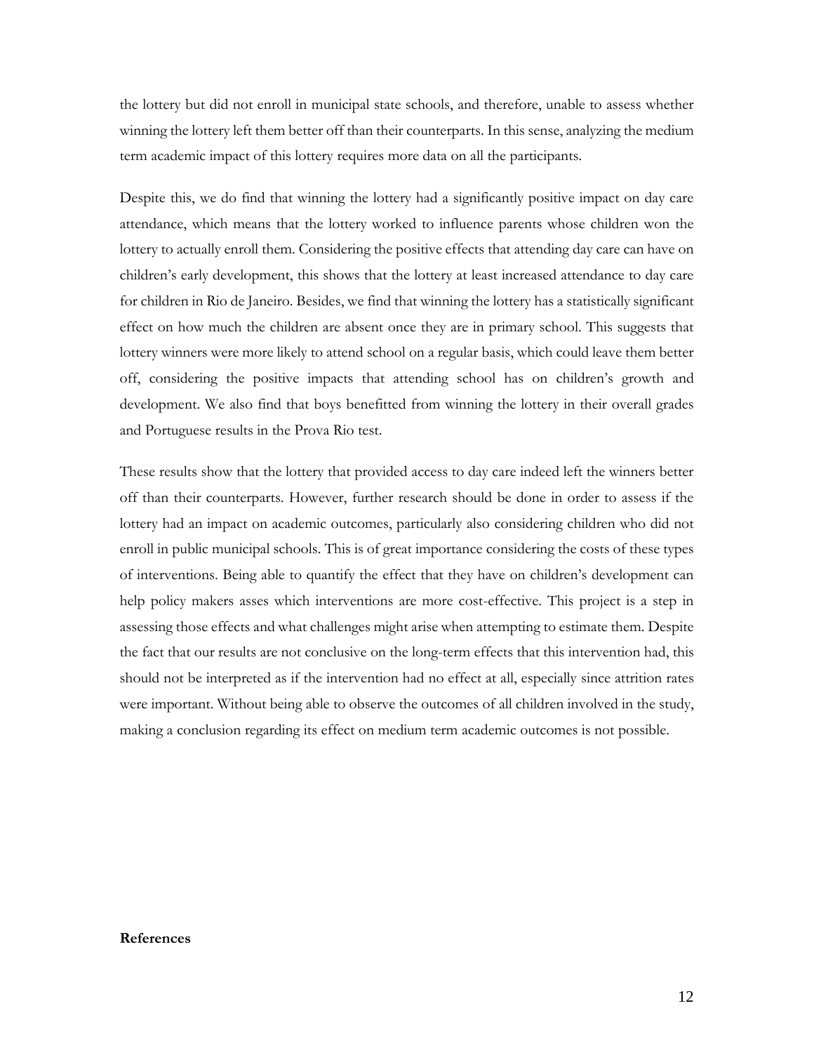the lottery but did not enroll in municipal state schools, and therefore, unable to assess whether winning the lottery left them better off than their counterparts. In this sense, analyzing the medium term academic impact of this lottery requires more data on all the participants.

Despite this, we do find that winning the lottery had a significantly positive impact on day care attendance, which means that the lottery worked to influence parents whose children won the lottery to actually enroll them. Considering the positive effects that attending day care can have on children's early development, this shows that the lottery at least increased attendance to day care for children in Rio de Janeiro. Besides, we find that winning the lottery has a statistically significant effect on how much the children are absent once they are in primary school. This suggests that lottery winners were more likely to attend school on a regular basis, which could leave them better off, considering the positive impacts that attending school has on children's growth and development. We also find that boys benefitted from winning the lottery in their overall grades and Portuguese results in the Prova Rio test.

These results show that the lottery that provided access to day care indeed left the winners better off than their counterparts. However, further research should be done in order to assess if the lottery had an impact on academic outcomes, particularly also considering children who did not enroll in public municipal schools. This is of great importance considering the costs of these types of interventions. Being able to quantify the effect that they have on children's development can help policy makers asses which interventions are more cost-effective. This project is a step in assessing those effects and what challenges might arise when attempting to estimate them. Despite the fact that our results are not conclusive on the long-term effects that this intervention had, this should not be interpreted as if the intervention had no effect at all, especially since attrition rates were important. Without being able to observe the outcomes of all children involved in the study, making a conclusion regarding its effect on medium term academic outcomes is not possible.

**References**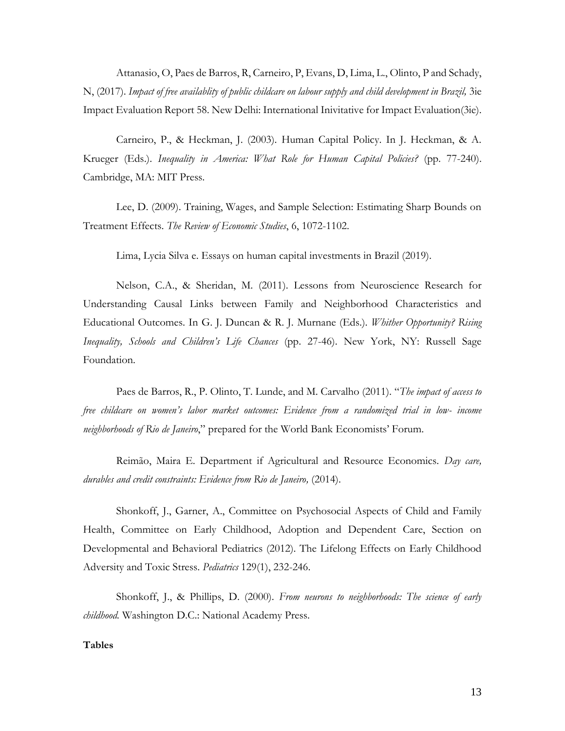Attanasio, O, Paes de Barros, R, Carneiro, P, Evans, D, Lima, L., Olinto, P and Schady, N, (2017). *Impact of free availablity of public childcare on labour supply and child development in Brazil,* 3ie Impact Evaluation Report 58. New Delhi: International Inivitative for Impact Evaluation(3ie).

Carneiro, P., & Heckman, J. (2003). Human Capital Policy. In J. Heckman, & A. Krueger (Eds.). *Inequality in America: What Role for Human Capital Policies?* (pp. 77-240). Cambridge, MA: MIT Press.

Lee, D. (2009). Training, Wages, and Sample Selection: Estimating Sharp Bounds on Treatment Effects. *The Review of Economic Studies*, 6, 1072-1102.

Lima, Lycia Silva e. Essays on human capital investments in Brazil (2019).

Nelson, C.A., & Sheridan, M. (2011). Lessons from Neuroscience Research for Understanding Causal Links between Family and Neighborhood Characteristics and Educational Outcomes. In G. J. Duncan & R. J. Murnane (Eds.). *Whither Opportunity? Rising Inequality, Schools and Children's Life Chances* (pp. 27-46). New York, NY: Russell Sage Foundation.

Paes de Barros, R., P. Olinto, T. Lunde, and M. Carvalho (2011). "*The impact of access to free childcare on women's labor market outcomes: Evidence from a randomized trial in low- income neighborhoods of Rio de Janeiro*," prepared for the World Bank Economists' Forum.

Reimão, Maira E. Department if Agricultural and Resource Economics. *Day care, durables and credit constraints: Evidence from Rio de Janeiro,* (2014).

Shonkoff, J., Garner, A., Committee on Psychosocial Aspects of Child and Family Health, Committee on Early Childhood, Adoption and Dependent Care, Section on Developmental and Behavioral Pediatrics (2012). The Lifelong Effects on Early Childhood Adversity and Toxic Stress. *Pediatrics* 129(1), 232-246.

Shonkoff, J., & Phillips, D. (2000). *From neurons to neighborhoods: The science of early childhood.* Washington D.C.: National Academy Press.

**Tables**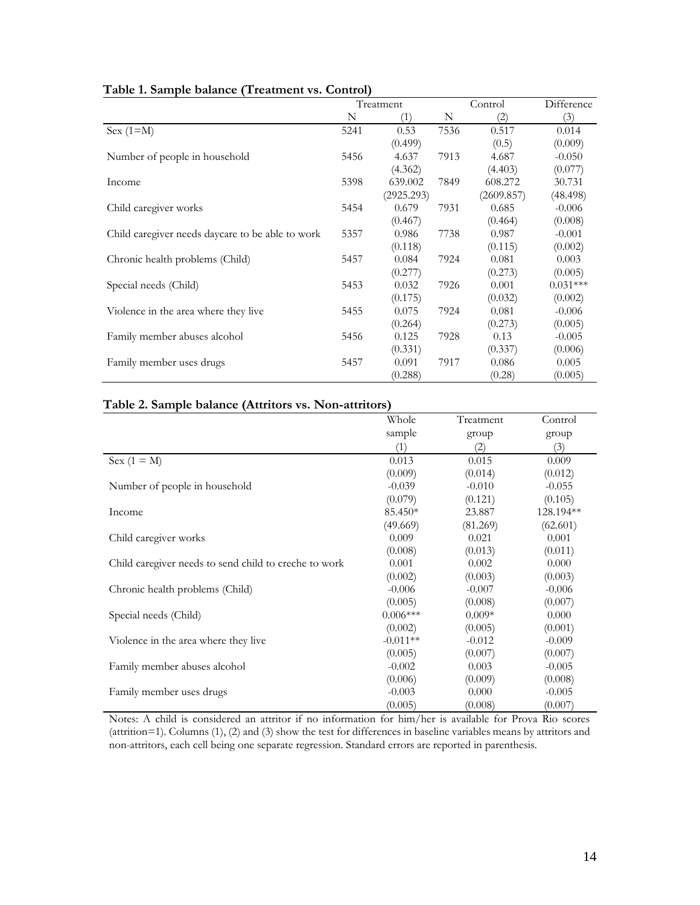**Table 1. Sample balance (Treatment vs. Control)**

| | Treatment | | Control | | Difference |
|---|---|---|---|---|---|
| | N | (1) | N | (2) | (3) |
| Sex (1=M) | 5241 | 0.53 | 7536 | 0.517 | 0.014 |
| | | (0.499) | | (0.5) | (0.009) |
| Number of people in household | 5456 | 4.637 | 7913 | 4.687 | -0.050 |
| | | (4.362) | | (4.403) | (0.077) |
| Income | 5398 | 639.002 | 7849 | 608.272 | 30.731 |
| | | (2925.293) | | (2609.857) | (48.498) |
| Child caregiver works | 5454 | 0.679 | 7931 | 0.685 | -0.006 |
| | | (0.467) | | (0.464) | (0.008) |
| Child caregiver needs daycare to be able to work | 5357 | 0.986 | 7738 | 0.987 | -0.001 |
| | | (0.118) | | (0.115) | (0.002) |
| Chronic health problems (Child) | 5457 | 0.084 | 7924 | 0.081 | 0.003 |
| | | (0.277) | | (0.273) | (0.005) |
| Special needs (Child) | 5453 | 0.032 | 7926 | 0.001 | 0.031*** |
| | | (0.175) | | (0.032) | (0.002) |
| Violence in the area where they live | 5455 | 0.075 | 7924 | 0.081 | -0.006 |
| | | (0.264) | | (0.273) | (0.005) |
| Family member abuses alcohol | 5456 | 0.125 | 7928 | 0.13 | -0.005 |
| | | (0.331) | | (0.337) | (0.006) |
| Family member uses drugs | 5457 | 0.091 | 7917 | 0.086 | 0.005 |
| | | (0.288) | | (0.28) | (0.005) |

**Table 2. Sample balance (Attritors vs. Non-attritors)**

| | Whole sample | Treatment group | Control group |
|---|---|---|---|
| | (1) | (2) | (3) |
| Sex (1 = M) | 0.013 | 0.015 | 0.009 |
| | (0.009) | (0.014) | (0.012) |
| Number of people in household | -0.039 | -0.010 | -0.055 |
| | (0.079) | (0.121) | (0.105) |
| Income | 85.450* | 23.887 | 128.194** |
| | (49.669) | (81.269) | (62.601) |
| Child caregiver works | 0.009 | 0.021 | 0.001 |
| | (0.008) | (0.013) | (0.011) |
| Child caregiver needs to send child to creche to work | 0.001 | 0.002 | 0.000 |
| | (0.002) | (0.003) | (0.003) |
| Chronic health problems (Child) | -0.006 | -0.007 | -0.006 |
| | (0.005) | (0.008) | (0.007) |
| Special needs (Child) | 0.006*** | 0.009* | 0.000 |
| | (0.002) | (0.005) | (0.001) |
| Violence in the area where they live | -0.011** | -0.012 | -0.009 |
| | (0.005) | (0.007) | (0.007) |
| Family member abuses alcohol | -0.002 | 0.003 | -0.005 |
| | (0.006) | (0.009) | (0.008) |
| Family member uses drugs | -0.003 | 0.000 | -0.005 |
| | (0.005) | (0.008) | (0.007) |

Notes: A child is considered an attritor if no information for him/her is available for Prova Rio scores (attrition=1). Columns (1), (2) and (3) show the test for differences in baseline variables means by attritors and non-attritors, each cell being one separate regression. Standard errors are reported in parenthesis.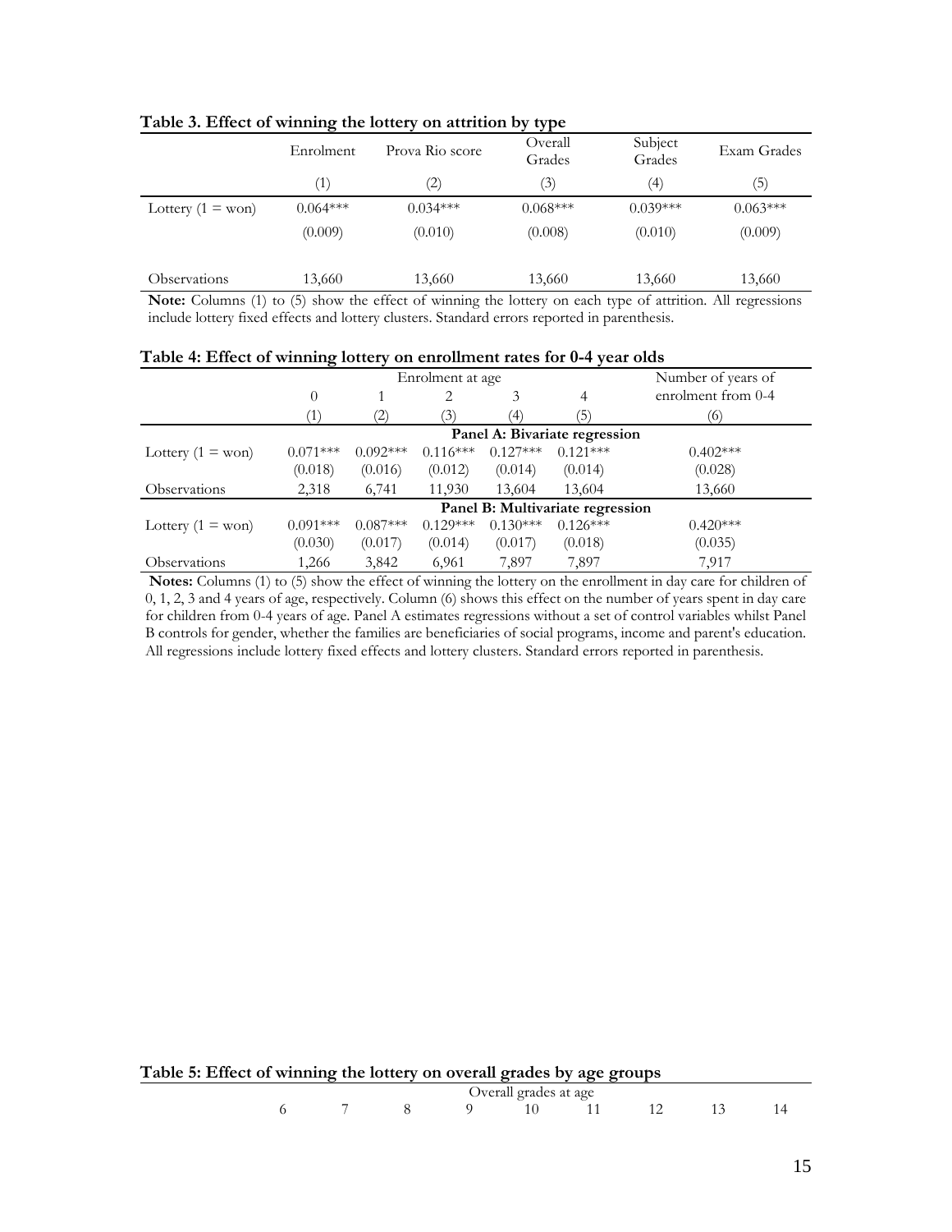**Table 3. Effect of winning the lottery on attrition by type**

| | Enrolment | Prova Rio score | Overall Grades | Subject Grades | Exam Grades |
|---|---|---|---|---|---|
| | (1) | (2) | (3) | (4) | (5) |
| Lottery (1 = won) | 0.064*** | 0.034*** | 0.068*** | 0.039*** | 0.063*** |
| | (0.009) | (0.010) | (0.008) | (0.010) | (0.009) |
| Observations | 13,660 | 13,660 | 13,660 | 13,660 | 13,660 |

**Note:** Columns (1) to (5) show the effect of winning the lottery on each type of attrition. All regressions include lottery fixed effects and lottery clusters. Standard errors reported in parenthesis.

**Table 4: Effect of winning lottery on enrollment rates for 0-4 year olds**

| | Enrolment at age | | | | | Number of years of enrolment from 0-4 |
|---|---|---|---|---|---|---|
| | 0 | 1 | 2 | 3 | 4 | |
| | (1) | (2) | (3) | (4) | (5) | (6) |
| | **Panel A: Bivariate regression** | | | | | |
| Lottery (1 = won) | 0.071*** | 0.092*** | 0.116*** | 0.127*** | 0.121*** | 0.402*** |
| | (0.018) | (0.016) | (0.012) | (0.014) | (0.014) | (0.028) |
| Observations | 2,318 | 6,741 | 11,930 | 13,604 | 13,604 | 13,660 |
| | **Panel B: Multivariate regression** | | | | | |
| Lottery (1 = won) | 0.091*** | 0.087*** | 0.129*** | 0.130*** | 0.126*** | 0.420*** |
| | (0.030) | (0.017) | (0.014) | (0.017) | (0.018) | (0.035) |
| Observations | 1,266 | 3,842 | 6,961 | 7,897 | 7,897 | 7,917 |

**Notes:** Columns (1) to (5) show the effect of winning the lottery on the enrollment in day care for children of 0, 1, 2, 3 and 4 years of age, respectively. Column (6) shows this effect on the number of years spent in day care for children from 0-4 years of age. Panel A estimates regressions without a set of control variables whilst Panel B controls for gender, whether the families are beneficiaries of social programs, income and parent's education. All regressions include lottery fixed effects and lottery clusters. Standard errors reported in parenthesis.

**Table 5: Effect of winning the lottery on overall grades by age groups**

| | Overall grades at age | | | | | | | | |
|---|---|---|---|---|---|---|---|---|---|
| | 6 | 7 | 8 | 9 | 10 | 11 | 12 | 13 | 14 |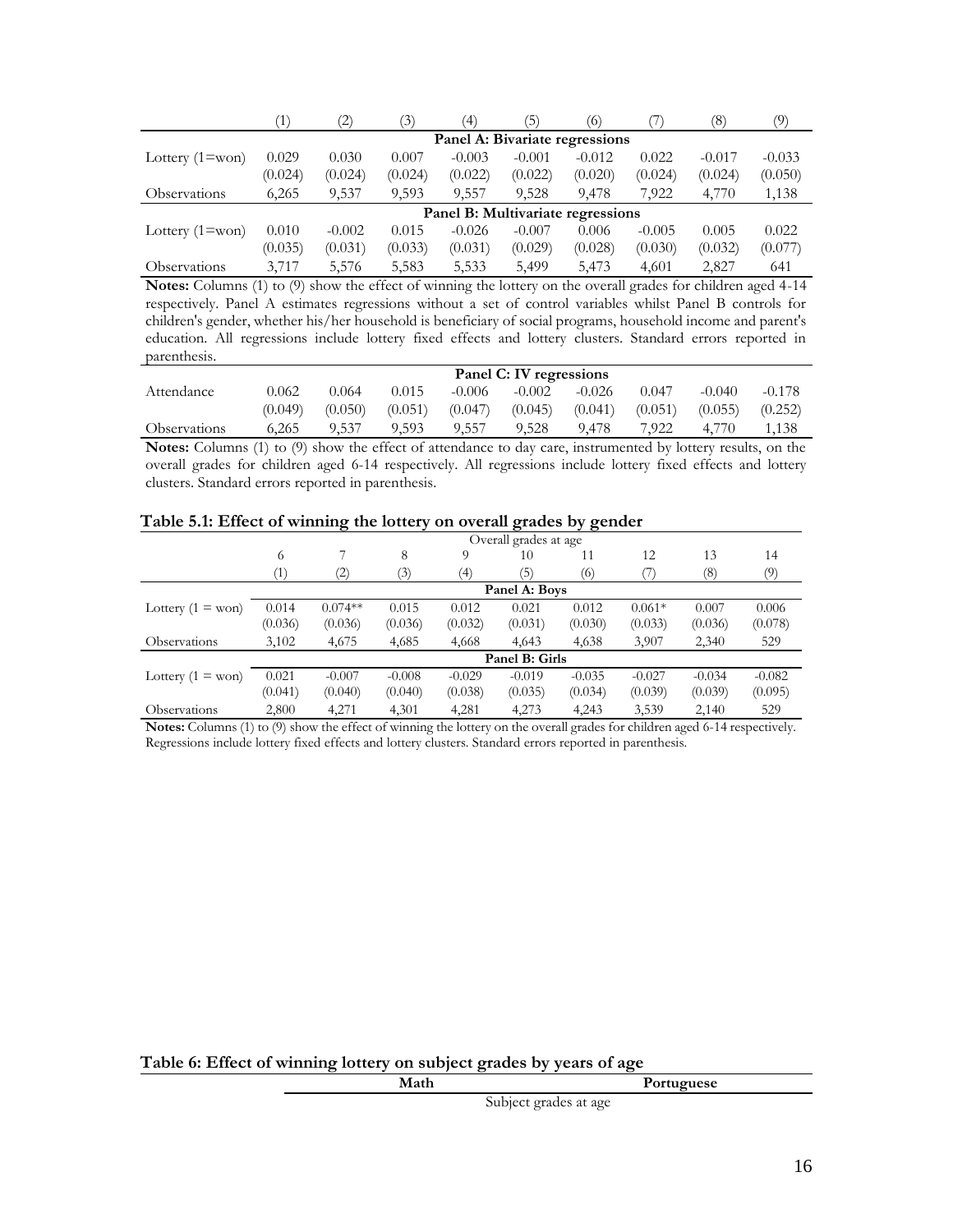| | (1) | (2) | (3) | (4) | (5) | (6) | (7) | (8) | (9) |
|---|---|---|---|---|---|---|---|---|---|
| | **Panel A: Bivariate regressions** | | | | | | | | |
| Lottery (1=won) | 0.029 | 0.030 | 0.007 | -0.003 | -0.001 | -0.012 | 0.022 | -0.017 | -0.033 |
| | (0.024) | (0.024) | (0.024) | (0.022) | (0.022) | (0.020) | (0.024) | (0.024) | (0.050) |
| Observations | 6,265 | 9,537 | 9,593 | 9,557 | 9,528 | 9,478 | 7,922 | 4,770 | 1,138 |
| | **Panel B: Multivariate regressions** | | | | | | | | |
| Lottery (1=won) | 0.010 | -0.002 | 0.015 | -0.026 | -0.007 | 0.006 | -0.005 | 0.005 | 0.022 |
| | (0.035) | (0.031) | (0.033) | (0.031) | (0.029) | (0.028) | (0.030) | (0.032) | (0.077) |
| Observations | 3,717 | 5,576 | 5,583 | 5,533 | 5,499 | 5,473 | 4,601 | 2,827 | 641 |

**Notes:** Columns (1) to (9) show the effect of winning the lottery on the overall grades for children aged 4-14 respectively. Panel A estimates regressions without a set of control variables whilst Panel B controls for children's gender, whether his/her household is beneficiary of social programs, household income and parent's education. All regressions include lottery fixed effects and lottery clusters. Standard errors reported in parenthesis.

| | (1) | (2) | (3) | (4) | (5) | (6) | (7) | (8) | (9) |
|---|---|---|---|---|---|---|---|---|---|
| | **Panel C: IV regressions** | | | | | | | | |
| Attendance | 0.062 | 0.064 | 0.015 | -0.006 | -0.002 | -0.026 | 0.047 | -0.040 | -0.178 |
| | (0.049) | (0.050) | (0.051) | (0.047) | (0.045) | (0.041) | (0.051) | (0.055) | (0.252) |
| Observations | 6,265 | 9,537 | 9,593 | 9,557 | 9,528 | 9,478 | 7,922 | 4,770 | 1,138 |

**Notes:** Columns (1) to (9) show the effect of attendance to day care, instrumented by lottery results, on the overall grades for children aged 6-14 respectively. All regressions include lottery fixed effects and lottery clusters. Standard errors reported in parenthesis.

**Table 5.1: Effect of winning the lottery on overall grades by gender**

| | Overall grades at age | | | | | | | | |
|---|---|---|---|---|---|---|---|---|---|
| | 6 | 7 | 8 | 9 | 10 | 11 | 12 | 13 | 14 |
| | (1) | (2) | (3) | (4) | (5) | (6) | (7) | (8) | (9) |
| | **Panel A: Boys** | | | | | | | | |
| Lottery (1 = won) | 0.014 | 0.074** | 0.015 | 0.012 | 0.021 | 0.012 | 0.061* | 0.007 | 0.006 |
| | (0.036) | (0.036) | (0.036) | (0.032) | (0.031) | (0.030) | (0.033) | (0.036) | (0.078) |
| Observations | 3,102 | 4,675 | 4,685 | 4,668 | 4,643 | 4,638 | 3,907 | 2,340 | 529 |
| | **Panel B: Girls** | | | | | | | | |
| Lottery (1 = won) | 0.021 | -0.007 | -0.008 | -0.029 | -0.019 | -0.035 | -0.027 | -0.034 | -0.082 |
| | (0.041) | (0.040) | (0.040) | (0.038) | (0.035) | (0.034) | (0.039) | (0.039) | (0.095) |
| Observations | 2,800 | 4,271 | 4,301 | 4,281 | 4,273 | 4,243 | 3,539 | 2,140 | 529 |

**Notes:** Columns (1) to (9) show the effect of winning the lottery on the overall grades for children aged 6-14 respectively. Regressions include lottery fixed effects and lottery clusters. Standard errors reported in parenthesis.

**Table 6: Effect of winning lottery on subject grades by years of age**

| | Math | Portuguese |
|---|---|---|
| | Subject grades at age | |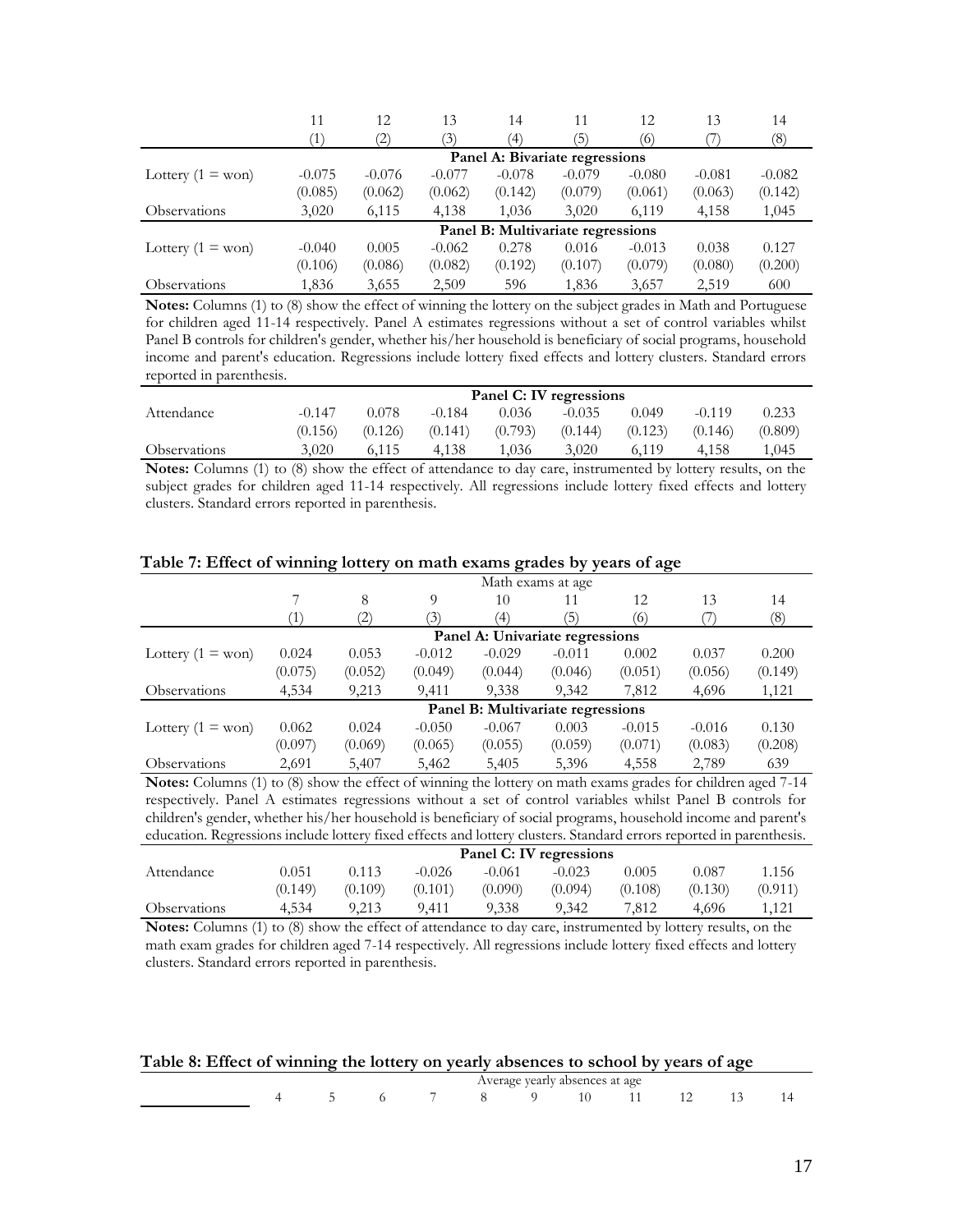| | 11 | 12 | 13 | 14 | 11 | 12 | 13 | 14 |
|---|---|---|---|---|---|---|---|---|
| | (1) | (2) | (3) | (4) | (5) | (6) | (7) | (8) |
| | **Panel A: Bivariate regressions** | | | | | | | |
| Lottery (1 = won) | -0.075 | -0.076 | -0.077 | -0.078 | -0.079 | -0.080 | -0.081 | -0.082 |
| | (0.085) | (0.062) | (0.062) | (0.142) | (0.079) | (0.061) | (0.063) | (0.142) |
| Observations | 3,020 | 6,115 | 4,138 | 1,036 | 3,020 | 6,119 | 4,158 | 1,045 |
| | **Panel B: Multivariate regressions** | | | | | | | |
| Lottery (1 = won) | -0.040 | 0.005 | -0.062 | 0.278 | 0.016 | -0.013 | 0.038 | 0.127 |
| | (0.106) | (0.086) | (0.082) | (0.192) | (0.107) | (0.079) | (0.080) | (0.200) |
| Observations | 1,836 | 3,655 | 2,509 | 596 | 1,836 | 3,657 | 2,519 | 600 |

**Notes:** Columns (1) to (8) show the effect of winning the lottery on the subject grades in Math and Portuguese for children aged 11-14 respectively. Panel A estimates regressions without a set of control variables whilst Panel B controls for children's gender, whether his/her household is beneficiary of social programs, household income and parent's education. Regressions include lottery fixed effects and lottery clusters. Standard errors reported in parenthesis.

| | **Panel C: IV regressions** | | | | | | | |
|---|---|---|---|---|---|---|---|---|
| Attendance | -0.147 | 0.078 | -0.184 | 0.036 | -0.035 | 0.049 | -0.119 | 0.233 |
| | (0.156) | (0.126) | (0.141) | (0.793) | (0.144) | (0.123) | (0.146) | (0.809) |
| Observations | 3,020 | 6,115 | 4,138 | 1,036 | 3,020 | 6,119 | 4,158 | 1,045 |

**Notes:** Columns (1) to (8) show the effect of attendance to day care, instrumented by lottery results, on the subject grades for children aged 11-14 respectively. All regressions include lottery fixed effects and lottery clusters. Standard errors reported in parenthesis.

**Table 7: Effect of winning lottery on math exams grades by years of age**

| | Math exams at age | | | | | | | |
|---|---|---|---|---|---|---|---|---|
| | 7 | 8 | 9 | 10 | 11 | 12 | 13 | 14 |
| | (1) | (2) | (3) | (4) | (5) | (6) | (7) | (8) |
| | **Panel A: Univariate regressions** | | | | | | | |
| Lottery (1 = won) | 0.024 | 0.053 | -0.012 | -0.029 | -0.011 | 0.002 | 0.037 | 0.200 |
| | (0.075) | (0.052) | (0.049) | (0.044) | (0.046) | (0.051) | (0.056) | (0.149) |
| Observations | 4,534 | 9,213 | 9,411 | 9,338 | 9,342 | 7,812 | 4,696 | 1,121 |
| | **Panel B: Multivariate regressions** | | | | | | | |
| Lottery (1 = won) | 0.062 | 0.024 | -0.050 | -0.067 | 0.003 | -0.015 | -0.016 | 0.130 |
| | (0.097) | (0.069) | (0.065) | (0.055) | (0.059) | (0.071) | (0.083) | (0.208) |
| Observations | 2,691 | 5,407 | 5,462 | 5,405 | 5,396 | 4,558 | 2,789 | 639 |

**Notes:** Columns (1) to (8) show the effect of winning the lottery on math exams grades for children aged 7-14 respectively. Panel A estimates regressions without a set of control variables whilst Panel B controls for children's gender, whether his/her household is beneficiary of social programs, household income and parent's education. Regressions include lottery fixed effects and lottery clusters. Standard errors reported in parenthesis.

| | **Panel C: IV regressions** | | | | | | | |
|---|---|---|---|---|---|---|---|---|
| Attendance | 0.051 | 0.113 | -0.026 | -0.061 | -0.023 | 0.005 | 0.087 | 1.156 |
| | (0.149) | (0.109) | (0.101) | (0.090) | (0.094) | (0.108) | (0.130) | (0.911) |
| Observations | 4,534 | 9,213 | 9,411 | 9,338 | 9,342 | 7,812 | 4,696 | 1,121 |

**Notes:** Columns (1) to (8) show the effect of attendance to day care, instrumented by lottery results, on the math exam grades for children aged 7-14 respectively. All regressions include lottery fixed effects and lottery clusters. Standard errors reported in parenthesis.

**Table 8: Effect of winning the lottery on yearly absences to school by years of age**

| | Average yearly absences at age | | | | | | | | | | |
|---|---|---|---|---|---|---|---|---|---|---|---|
| | 4 | 5 | 6 | 7 | 8 | 9 | 10 | 11 | 12 | 13 | 14 |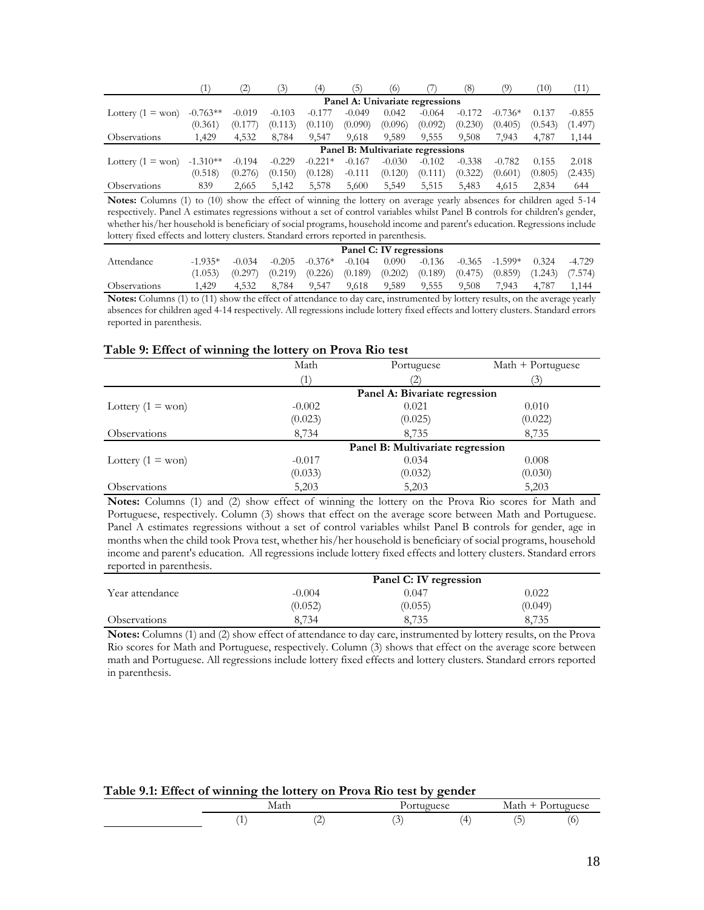| | (1) | (2) | (3) | (4) | (5) | (6) | (7) | (8) | (9) | (10) | (11) |
|---|---|---|---|---|---|---|---|---|---|---|---|
| | **Panel A: Univariate regressions** | | | | | | | | | | |
| Lottery (1 = won) | -0.763** | -0.019 | -0.103 | -0.177 | -0.049 | 0.042 | -0.064 | -0.172 | -0.736* | 0.137 | -0.855 |
| | (0.361) | (0.177) | (0.113) | (0.110) | (0.090) | (0.096) | (0.092) | (0.230) | (0.405) | (0.543) | (1.497) |
| Observations | 1,429 | 4,532 | 8,784 | 9,547 | 9,618 | 9,589 | 9,555 | 9,508 | 7,943 | 4,787 | 1,144 |
| | **Panel B: Multivariate regressions** | | | | | | | | | | |
| Lottery (1 = won) | -1.310** | -0.194 | -0.229 | -0.221* | -0.167 | -0.030 | -0.102 | -0.338 | -0.782 | 0.155 | 2.018 |
| | (0.518) | (0.276) | (0.150) | (0.128) | -0.111 | (0.120) | (0.111) | (0.322) | (0.601) | (0.805) | (2.435) |
| Observations | 839 | 2,665 | 5,142 | 5,578 | 5,600 | 5,549 | 5,515 | 5,483 | 4,615 | 2,834 | 644 |

**Notes:** Columns (1) to (10) show the effect of winning the lottery on average yearly absences for children aged 5-14 respectively. Panel A estimates regressions without a set of control variables whilst Panel B controls for children's gender, whether his/her household is beneficiary of social programs, household income and parent's education. Regressions include lottery fixed effects and lottery clusters. Standard errors reported in parenthesis.

| | (1) | (2) | (3) | (4) | (5) | (6) | (7) | (8) | (9) | (10) | (11) |
|---|---|---|---|---|---|---|---|---|---|---|---|
| | **Panel C: IV regressions** | | | | | | | | | | |
| Attendance | -1.935* | -0.034 | -0.205 | -0.376* | -0.104 | 0.090 | -0.136 | -0.365 | -1.599* | 0.324 | -4.729 |
| | (1.053) | (0.297) | (0.219) | (0.226) | (0.189) | (0.202) | (0.189) | (0.475) | (0.859) | (1.243) | (7.574) |
| Observations | 1,429 | 4,532 | 8,784 | 9,547 | 9,618 | 9,589 | 9,555 | 9,508 | 7,943 | 4,787 | 1,144 |

**Notes:** Columns (1) to (11) show the effect of attendance to day care, instrumented by lottery results, on the average yearly absences for children aged 4-14 respectively. All regressions include lottery fixed effects and lottery clusters. Standard errors reported in parenthesis.

**Table 9: Effect of winning the lottery on Prova Rio test**

| | Math | Portuguese | Math + Portuguese |
|---|---|---|---|
| | (1) | (2) | (3) |
| | **Panel A: Bivariate regression** | | |
| Lottery (1 = won) | -0.002 | 0.021 | 0.010 |
| | (0.023) | (0.025) | (0.022) |
| Observations | 8,734 | 8,735 | 8,735 |
| | **Panel B: Multivariate regression** | | |
| Lottery (1 = won) | -0.017 | 0.034 | 0.008 |
| | (0.033) | (0.032) | (0.030) |
| Observations | 5,203 | 5,203 | 5,203 |

**Notes:** Columns (1) and (2) show effect of winning the lottery on the Prova Rio scores for Math and Portuguese, respectively. Column (3) shows that effect on the average score between Math and Portuguese. Panel A estimates regressions without a set of control variables whilst Panel B controls for gender, age in months when the child took Prova test, whether his/her household is beneficiary of social programs, household income and parent's education. All regressions include lottery fixed effects and lottery clusters. Standard errors reported in parenthesis.

| | Math | Portuguese | Math + Portuguese |
|---|---|---|---|
| | **Panel C: IV regression** | | |
| Year attendance | -0.004 | 0.047 | 0.022 |
| | (0.052) | (0.055) | (0.049) |
| Observations | 8,734 | 8,735 | 8,735 |

**Notes:** Columns (1) and (2) show effect of attendance to day care, instrumented by lottery results, on the Prova Rio scores for Math and Portuguese, respectively. Column (3) shows that effect on the average score between math and Portuguese. All regressions include lottery fixed effects and lottery clusters. Standard errors reported in parenthesis.

**Table 9.1: Effect of winning the lottery on Prova Rio test by gender**

| | Math | | Portuguese | | Math + Portuguese | |
|---|---|---|---|---|---|---|
| | (1) | (2) | (3) | (4) | (5) | (6) |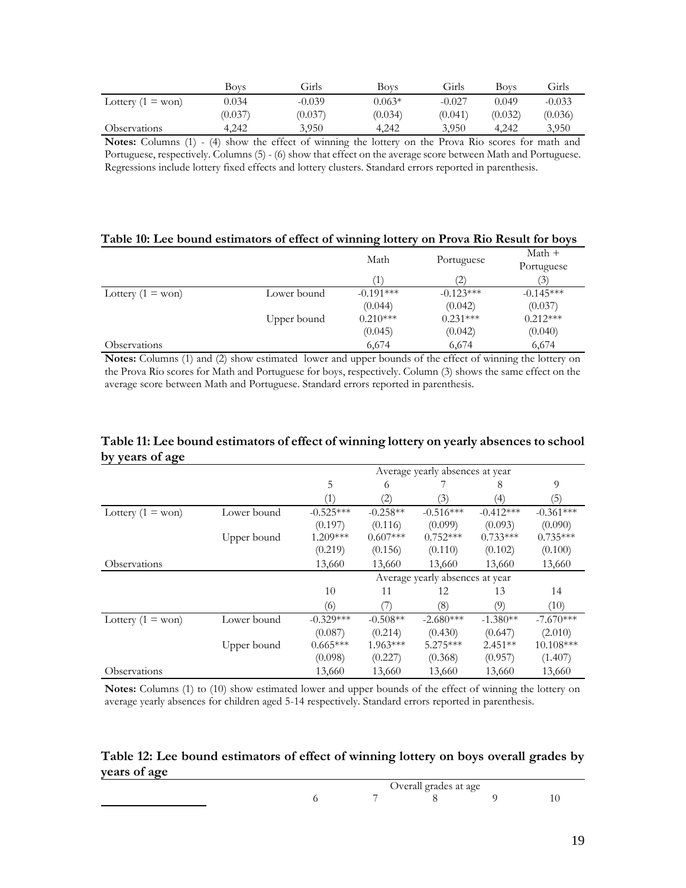| | Boys | Girls | Boys | Girls | Boys | Girls |
|---|---|---|---|---|---|---|
| Lottery (1 = won) | 0.034 | -0.039 | 0.063* | -0.027 | 0.049 | -0.033 |
| | (0.037) | (0.037) | (0.034) | (0.041) | (0.032) | (0.036) |
| Observations | 4,242 | 3,950 | 4,242 | 3,950 | 4,242 | 3,950 |

**Notes:** Columns (1) - (4) show the effect of winning the lottery on the Prova Rio scores for math and Portuguese, respectively. Columns (5) - (6) show that effect on the average score between Math and Portuguese. Regressions include lottery fixed effects and lottery clusters. Standard errors reported in parenthesis.

**Table 10: Lee bound estimators of effect of winning lottery on Prova Rio Result for boys**

| | | Math | Portuguese | Math + Portuguese |
|---|---|---|---|---|
| | | (1) | (2) | (3) |
| Lottery (1 = won) | Lower bound | -0.191*** | -0.123*** | -0.145*** |
| | | (0.044) | (0.042) | (0.037) |
| | Upper bound | 0.210*** | 0.231*** | 0.212*** |
| | | (0.045) | (0.042) | (0.040) |
| Observations | | 6,674 | 6,674 | 6,674 |

**Notes:** Columns (1) and (2) show estimated lower and upper bounds of the effect of winning the lottery on the Prova Rio scores for Math and Portuguese for boys, respectively. Column (3) shows the same effect on the average score between Math and Portuguese. Standard errors reported in parenthesis.

**Table 11: Lee bound estimators of effect of winning lottery on yearly absences to school by years of age**

| | | Average yearly absences at year | | | | |
|---|---|---|---|---|---|---|
| | | 5 | 6 | 7 | 8 | 9 |
| | | (1) | (2) | (3) | (4) | (5) |
| Lottery (1 = won) | Lower bound | -0.525*** | -0.258** | -0.516*** | -0.412*** | -0.361*** |
| | | (0.197) | (0.116) | (0.099) | (0.093) | (0.090) |
| | Upper bound | 1.209*** | 0.607*** | 0.752*** | 0.733*** | 0.735*** |
| | | (0.219) | (0.156) | (0.110) | (0.102) | (0.100) |
| Observations | | 13,660 | 13,660 | 13,660 | 13,660 | 13,660 |
| | | Average yearly absences at year | | | | |
| | | 10 | 11 | 12 | 13 | 14 |
| | | (6) | (7) | (8) | (9) | (10) |
| Lottery (1 = won) | Lower bound | -0.329*** | -0.508** | -2.680*** | -1.380** | -7.670*** |
| | | (0.087) | (0.214) | (0.430) | (0.647) | (2.010) |
| | Upper bound | 0.665*** | 1.963*** | 5.275*** | 2.451** | 10.108*** |
| | | (0.098) | (0.227) | (0.368) | (0.957) | (1.407) |
| Observations | | 13,660 | 13,660 | 13,660 | 13,660 | 13,660 |

**Notes:** Columns (1) to (10) show estimated lower and upper bounds of the effect of winning the lottery on average yearly absences for children aged 5-14 respectively. Standard errors reported in parenthesis.

**Table 12: Lee bound estimators of effect of winning lottery on boys overall grades by years of age**

| | Overall grades at age | | | | |
|---|---|---|---|---|---|
| | 6 | 7 | 8 | 9 | 10 |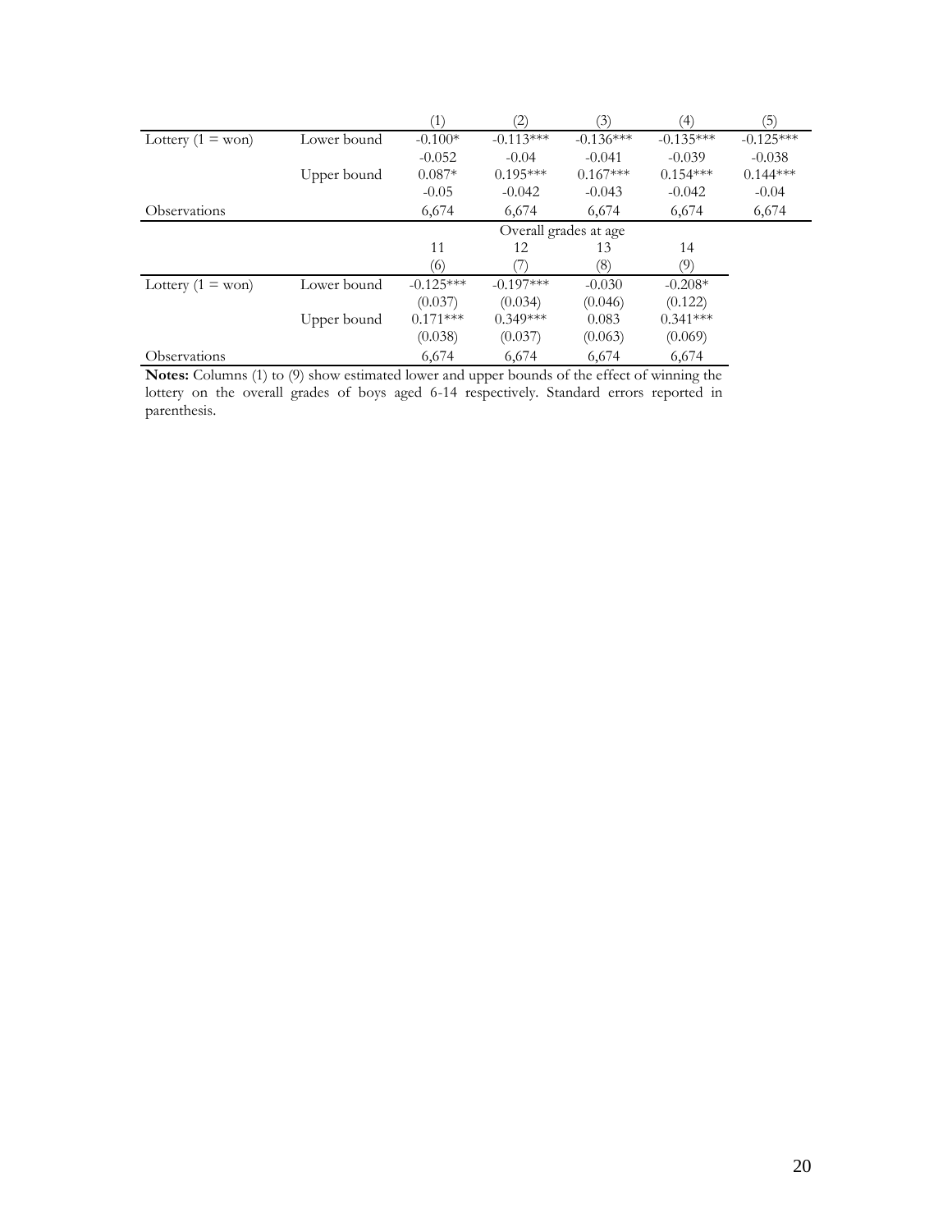| | | (1) | (2) | (3) | (4) | (5) |
|---|---|---|---|---|---|---|
| Lottery (1 = won) | Lower bound | -0.100* | -0.113*** | -0.136*** | -0.135*** | -0.125*** |
| | | -0.052 | -0.04 | -0.041 | -0.039 | -0.038 |
| | Upper bound | 0.087* | 0.195*** | 0.167*** | 0.154*** | 0.144*** |
| | | -0.05 | -0.042 | -0.043 | -0.042 | -0.04 |
| Observations | | 6,674 | 6,674 | 6,674 | 6,674 | 6,674 |

| | | Overall grades at age | | | |
|---|---|---|---|---|---|
| | | 11 | 12 | 13 | 14 |
| | | (6) | (7) | (8) | (9) |
| Lottery (1 = won) | Lower bound | -0.125*** | -0.197*** | -0.030 | -0.208* |
| | | (0.037) | (0.034) | (0.046) | (0.122) |
| | Upper bound | 0.171*** | 0.349*** | 0.083 | 0.341*** |
| | | (0.038) | (0.037) | (0.063) | (0.069) |
| Observations | | 6,674 | 6,674 | 6,674 | 6,674 |

**Notes:** Columns (1) to (9) show estimated lower and upper bounds of the effect of winning the lottery on the overall grades of boys aged 6-14 respectively. Standard errors reported in parenthesis.